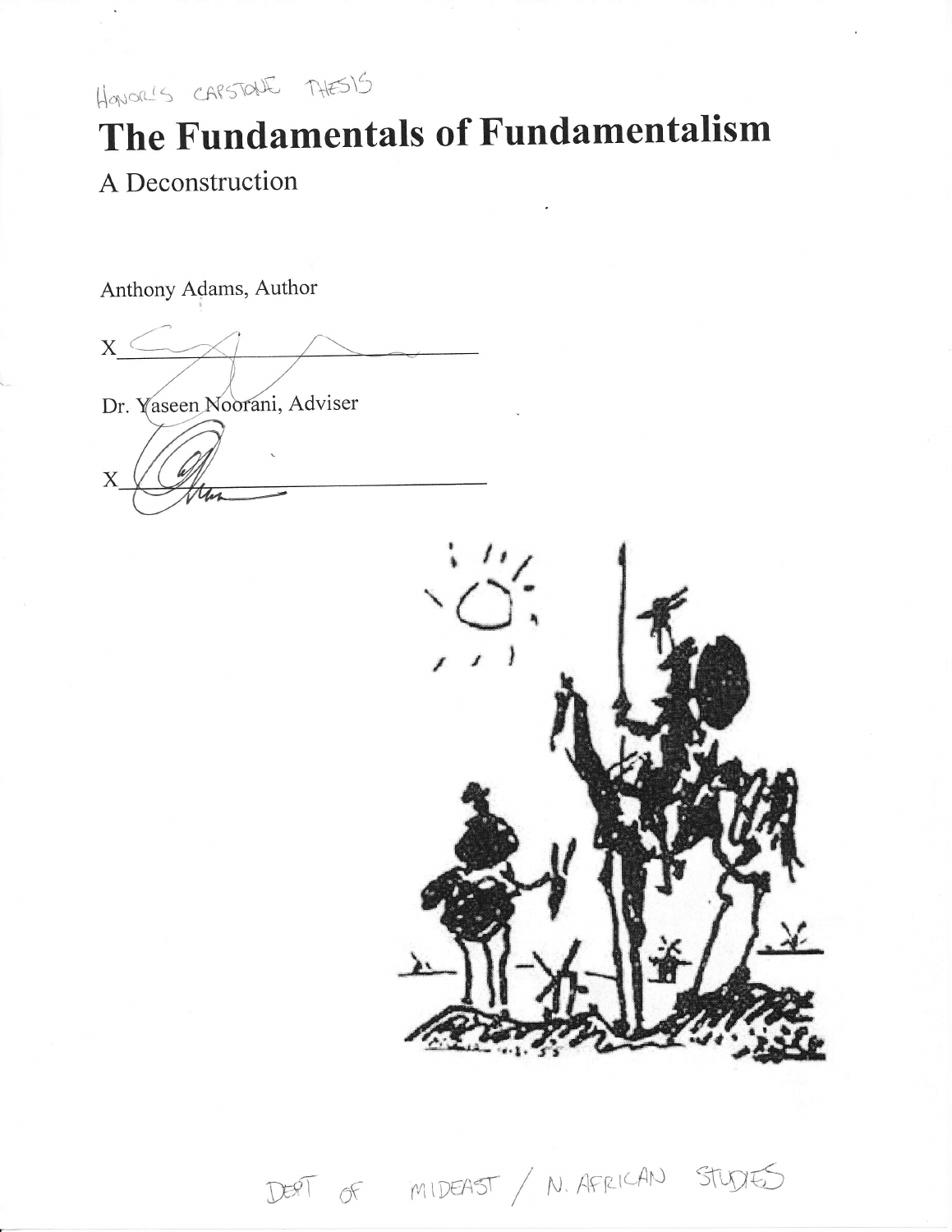HONOR'S CAPSTONE THESIS

# The Fundamentals of Fundamentalism

A Deconstruction

Anthony Adams, Author

X_______________________________

Dr. Yaseen Noorani, Adviser

X_______________________________

DEPT OF MIDEAST / N. AFRICAN STUDIES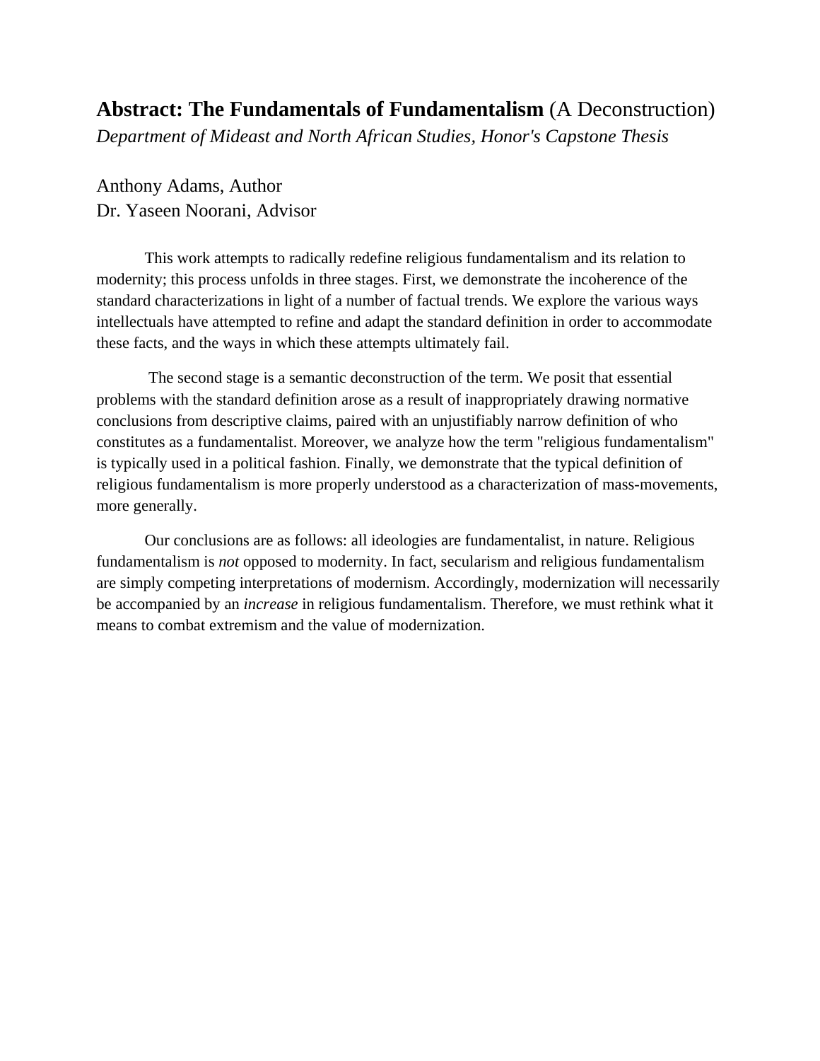**Abstract: The Fundamentals of Fundamentalism** (A Deconstruction)

*Department of Mideast and North African Studies, Honor's Capstone Thesis*

Anthony Adams, Author
Dr. Yaseen Noorani, Advisor

This work attempts to radically redefine religious fundamentalism and its relation to modernity; this process unfolds in three stages. First, we demonstrate the incoherence of the standard characterizations in light of a number of factual trends. We explore the various ways intellectuals have attempted to refine and adapt the standard definition in order to accommodate these facts, and the ways in which these attempts ultimately fail.

The second stage is a semantic deconstruction of the term. We posit that essential problems with the standard definition arose as a result of inappropriately drawing normative conclusions from descriptive claims, paired with an unjustifiably narrow definition of who constitutes as a fundamentalist. Moreover, we analyze how the term "religious fundamentalism" is typically used in a political fashion. Finally, we demonstrate that the typical definition of religious fundamentalism is more properly understood as a characterization of mass-movements, more generally.

Our conclusions are as follows: all ideologies are fundamentalist, in nature. Religious fundamentalism is *not* opposed to modernity. In fact, secularism and religious fundamentalism are simply competing interpretations of modernism. Accordingly, modernization will necessarily be accompanied by an *increase* in religious fundamentalism. Therefore, we must rethink what it means to combat extremism and the value of modernization.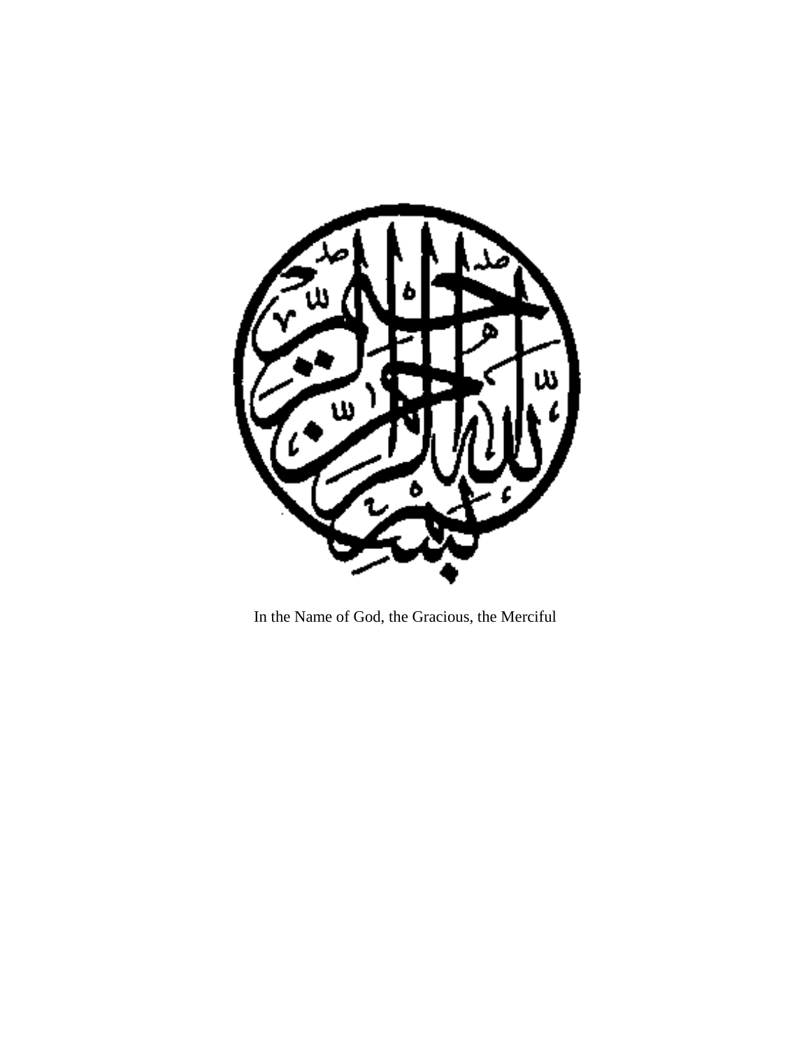In the Name of God, the Gracious, the Merciful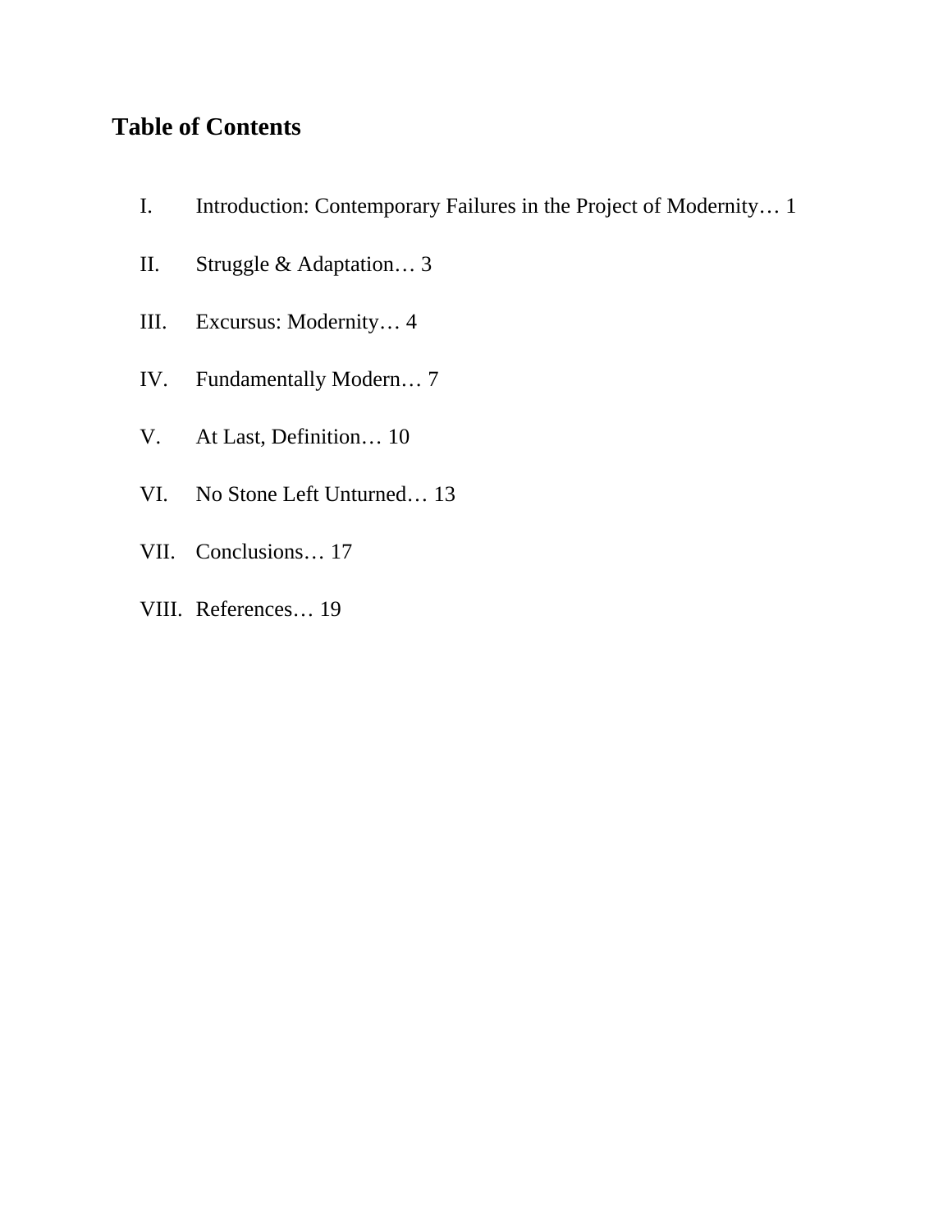## Table of Contents

I. Introduction: Contemporary Failures in the Project of Modernity… 1

II. Struggle & Adaptation… 3

III. Excursus: Modernity… 4

IV. Fundamentally Modern… 7

V. At Last, Definition… 10

VI. No Stone Left Unturned… 13

VII. Conclusions… 17

VIII. References… 19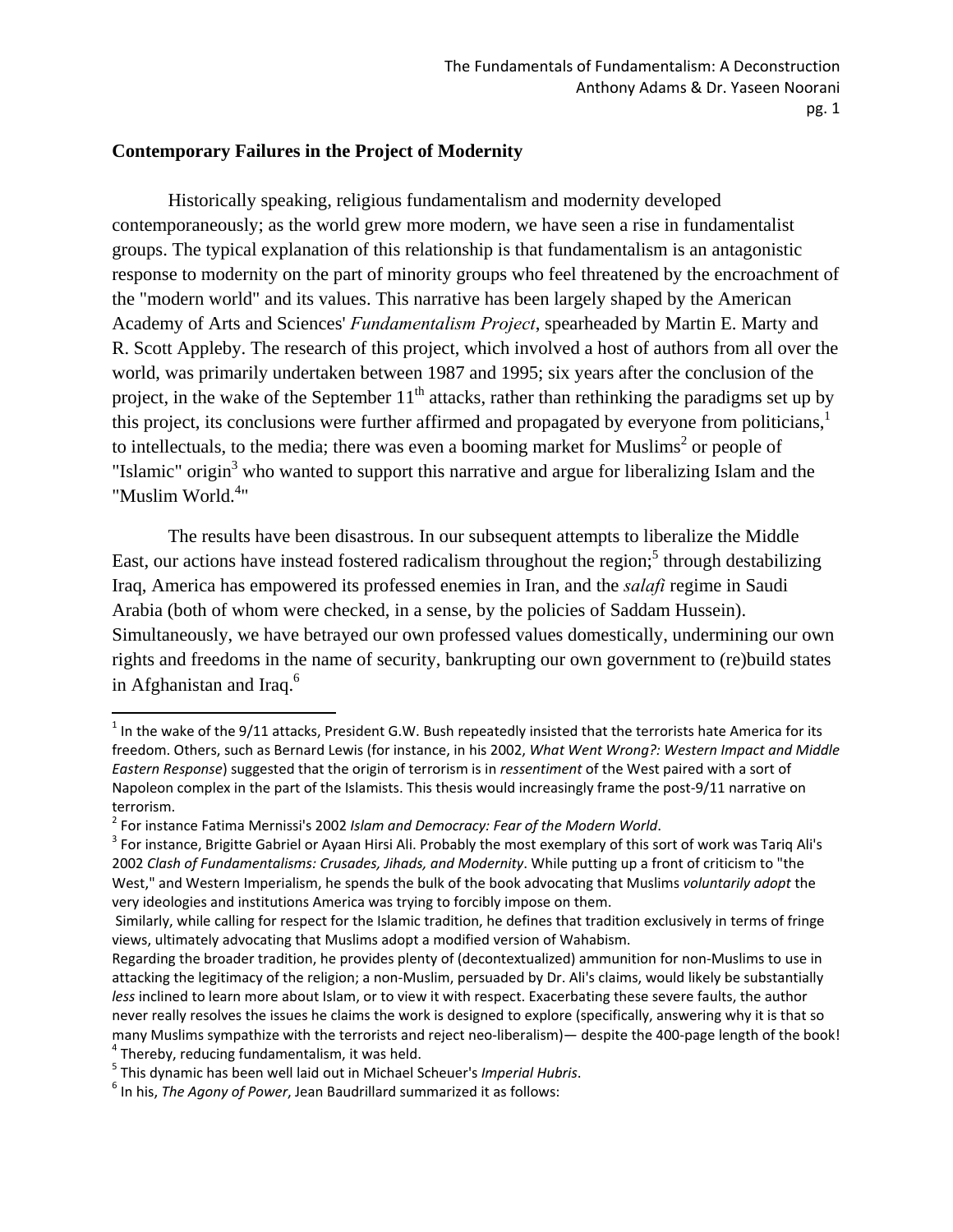## Contemporary Failures in the Project of Modernity

Historically speaking, religious fundamentalism and modernity developed contemporaneously; as the world grew more modern, we have seen a rise in fundamentalist groups. The typical explanation of this relationship is that fundamentalism is an antagonistic response to modernity on the part of minority groups who feel threatened by the encroachment of the "modern world" and its values. This narrative has been largely shaped by the American Academy of Arts and Sciences' *Fundamentalism Project*, spearheaded by Martin E. Marty and R. Scott Appleby. The research of this project, which involved a host of authors from all over the world, was primarily undertaken between 1987 and 1995; six years after the conclusion of the project, in the wake of the September 11th attacks, rather than rethinking the paradigms set up by this project, its conclusions were further affirmed and propagated by everyone from politicians,[1] to intellectuals, to the media; there was even a booming market for Muslims[2] or people of "Islamic" origin[3] who wanted to support this narrative and argue for liberalizing Islam and the "Muslim World.[4]"

The results have been disastrous. In our subsequent attempts to liberalize the Middle East, our actions have instead fostered radicalism throughout the region;[5] through destabilizing Iraq, America has empowered its professed enemies in Iran, and the *salafi* regime in Saudi Arabia (both of whom were checked, in a sense, by the policies of Saddam Hussein). Simultaneously, we have betrayed our own professed values domestically, undermining our own rights and freedoms in the name of security, bankrupting our own government to (re)build states in Afghanistan and Iraq.[6]

---

[1] In the wake of the 9/11 attacks, President G.W. Bush repeatedly insisted that the terrorists hate America for its freedom. Others, such as Bernard Lewis (for instance, in his 2002, *What Went Wrong?: Western Impact and Middle Eastern Response*) suggested that the origin of terrorism is in *ressentiment* of the West paired with a sort of Napoleon complex in the part of the Islamists. This thesis would increasingly frame the post-9/11 narrative on terrorism.

[2] For instance Fatima Mernissi's 2002 *Islam and Democracy: Fear of the Modern World*.

[3] For instance, Brigitte Gabriel or Ayaan Hirsi Ali. Probably the most exemplary of this sort of work was Tariq Ali's 2002 *Clash of Fundamentalisms: Crusades, Jihads, and Modernity*. While putting up a front of criticism to "the West," and Western Imperialism, he spends the bulk of the book advocating that Muslims *voluntarily adopt* the very ideologies and institutions America was trying to forcibly impose on them.

Similarly, while calling for respect for the Islamic tradition, he defines that tradition exclusively in terms of fringe views, ultimately advocating that Muslims adopt a modified version of Wahabism.

Regarding the broader tradition, he provides plenty of (decontextualized) ammunition for non-Muslims to use in attacking the legitimacy of the religion; a non-Muslim, persuaded by Dr. Ali's claims, would likely be substantially *less* inclined to learn more about Islam, or to view it with respect. Exacerbating these severe faults, the author never really resolves the issues he claims the work is designed to explore (specifically, answering why it is that so many Muslims sympathize with the terrorists and reject neo-liberalism)— despite the 400-page length of the book!

[4] Thereby, reducing fundamentalism, it was held.

[5] This dynamic has been well laid out in Michael Scheuer's *Imperial Hubris*.

[6] In his, *The Agony of Power*, Jean Baudrillard summarized it as follows: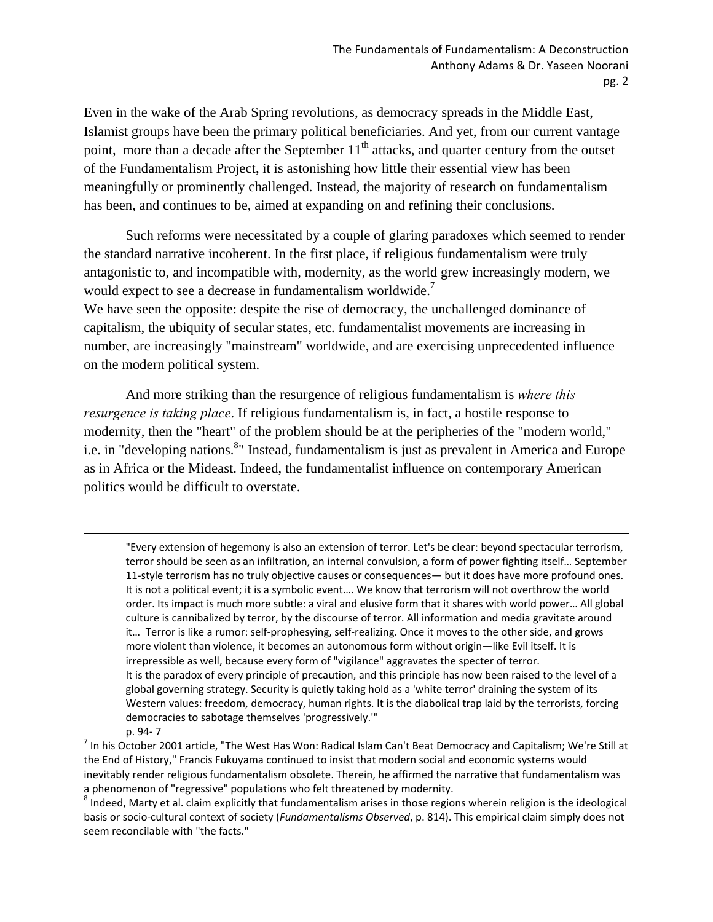Even in the wake of the Arab Spring revolutions, as democracy spreads in the Middle East, Islamist groups have been the primary political beneficiaries. And yet, from our current vantage point, more than a decade after the September 11th attacks, and quarter century from the outset of the Fundamentalism Project, it is astonishing how little their essential view has been meaningfully or prominently challenged. Instead, the majority of research on fundamentalism has been, and continues to be, aimed at expanding on and refining their conclusions.

Such reforms were necessitated by a couple of glaring paradoxes which seemed to render the standard narrative incoherent. In the first place, if religious fundamentalism were truly antagonistic to, and incompatible with, modernity, as the world grew increasingly modern, we would expect to see a decrease in fundamentalism worldwide.[7]
We have seen the opposite: despite the rise of democracy, the unchallenged dominance of capitalism, the ubiquity of secular states, etc. fundamentalist movements are increasing in number, are increasingly "mainstream" worldwide, and are exercising unprecedented influence on the modern political system.

And more striking than the resurgence of religious fundamentalism is *where this resurgence is taking place*. If religious fundamentalism is, in fact, a hostile response to modernity, then the "heart" of the problem should be at the peripheries of the "modern world," i.e. in "developing nations.[8]" Instead, fundamentalism is just as prevalent in America and Europe as in Africa or the Mideast. Indeed, the fundamentalist influence on contemporary American politics would be difficult to overstate.

---

"Every extension of hegemony is also an extension of terror. Let's be clear: beyond spectacular terrorism, terror should be seen as an infiltration, an internal convulsion, a form of power fighting itself… September 11-style terrorism has no truly objective causes or consequences— but it does have more profound ones. It is not a political event; it is a symbolic event…. We know that terrorism will not overthrow the world order. Its impact is much more subtle: a viral and elusive form that it shares with world power… All global culture is cannibalized by terror, by the discourse of terror. All information and media gravitate around it… Terror is like a rumor: self-prophesying, self-realizing. Once it moves to the other side, and grows more violent than violence, it becomes an autonomous form without origin—like Evil itself. It is irrepressible as well, because every form of "vigilance" aggravates the specter of terror.
It is the paradox of every principle of precaution, and this principle has now been raised to the level of a global governing strategy. Security is quietly taking hold as a 'white terror' draining the system of its Western values: freedom, democracy, human rights. It is the diabolical trap laid by the terrorists, forcing democracies to sabotage themselves 'progressively.'"
p. 94- 7

[7] In his October 2001 article, "The West Has Won: Radical Islam Can't Beat Democracy and Capitalism; We're Still at the End of History," Francis Fukuyama continued to insist that modern social and economic systems would inevitably render religious fundamentalism obsolete. Therein, he affirmed the narrative that fundamentalism was a phenomenon of "regressive" populations who felt threatened by modernity.

[8] Indeed, Marty et al. claim explicitly that fundamentalism arises in those regions wherein religion is the ideological basis or socio-cultural context of society (*Fundamentalisms Observed*, p. 814). This empirical claim simply does not seem reconcilable with "the facts."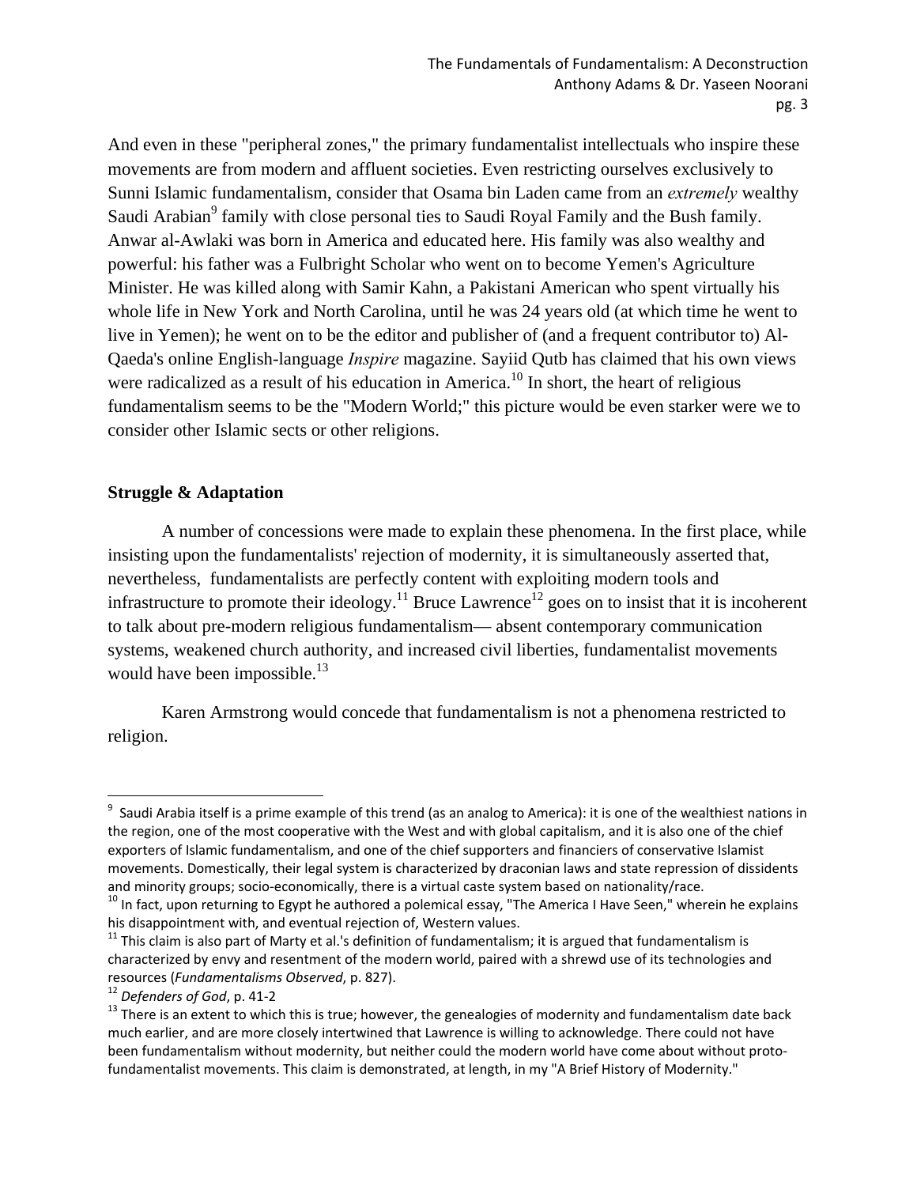And even in these "peripheral zones," the primary fundamentalist intellectuals who inspire these movements are from modern and affluent societies. Even restricting ourselves exclusively to Sunni Islamic fundamentalism, consider that Osama bin Laden came from an *extremely* wealthy Saudi Arabian[9] family with close personal ties to Saudi Royal Family and the Bush family. Anwar al-Awlaki was born in America and educated here. His family was also wealthy and powerful: his father was a Fulbright Scholar who went on to become Yemen's Agriculture Minister. He was killed along with Samir Kahn, a Pakistani American who spent virtually his whole life in New York and North Carolina, until he was 24 years old (at which time he went to live in Yemen); he went on to be the editor and publisher of (and a frequent contributor to) Al-Qaeda's online English-language *Inspire* magazine. Sayiid Qutb has claimed that his own views were radicalized as a result of his education in America.[10] In short, the heart of religious fundamentalism seems to be the "Modern World;" this picture would be even starker were we to consider other Islamic sects or other religions.

## Struggle & Adaptation

A number of concessions were made to explain these phenomena. In the first place, while insisting upon the fundamentalists' rejection of modernity, it is simultaneously asserted that, nevertheless, fundamentalists are perfectly content with exploiting modern tools and infrastructure to promote their ideology.[11] Bruce Lawrence[12] goes on to insist that it is incoherent to talk about pre-modern religious fundamentalism— absent contemporary communication systems, weakened church authority, and increased civil liberties, fundamentalist movements would have been impossible.[13]

Karen Armstrong would concede that fundamentalism is not a phenomena restricted to religion.

---

[9] Saudi Arabia itself is a prime example of this trend (as an analog to America): it is one of the wealthiest nations in the region, one of the most cooperative with the West and with global capitalism, and it is also one of the chief exporters of Islamic fundamentalism, and one of the chief supporters and financiers of conservative Islamist movements. Domestically, their legal system is characterized by draconian laws and state repression of dissidents and minority groups; socio-economically, there is a virtual caste system based on nationality/race.

[10] In fact, upon returning to Egypt he authored a polemical essay, "The America I Have Seen," wherein he explains his disappointment with, and eventual rejection of, Western values.

[11] This claim is also part of Marty et al.'s definition of fundamentalism; it is argued that fundamentalism is characterized by envy and resentment of the modern world, paired with a shrewd use of its technologies and resources (*Fundamentalisms Observed*, p. 827).

[12] *Defenders of God*, p. 41-2

[13] There is an extent to which this is true; however, the genealogies of modernity and fundamentalism date back much earlier, and are more closely intertwined that Lawrence is willing to acknowledge. There could not have been fundamentalism without modernity, but neither could the modern world have come about without proto-fundamentalist movements. This claim is demonstrated, at length, in my "A Brief History of Modernity."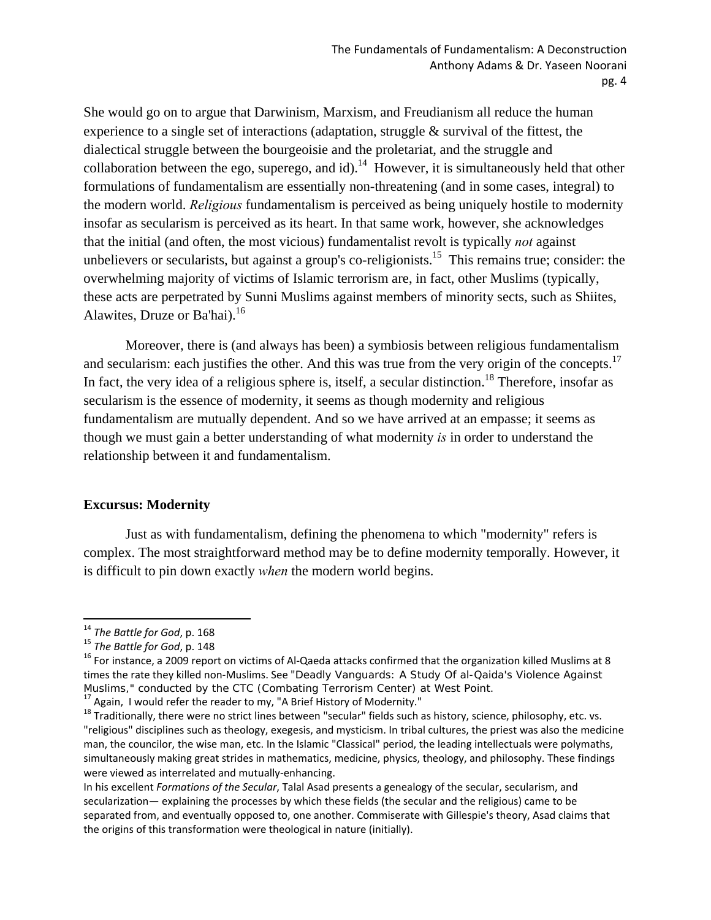She would go on to argue that Darwinism, Marxism, and Freudianism all reduce the human experience to a single set of interactions (adaptation, struggle & survival of the fittest, the dialectical struggle between the bourgeoisie and the proletariat, and the struggle and collaboration between the ego, superego, and id).[14] However, it is simultaneously held that other formulations of fundamentalism are essentially non-threatening (and in some cases, integral) to the modern world. *Religious* fundamentalism is perceived as being uniquely hostile to modernity insofar as secularism is perceived as its heart. In that same work, however, she acknowledges that the initial (and often, the most vicious) fundamentalist revolt is typically *not* against unbelievers or secularists, but against a group's co-religionists.[15] This remains true; consider: the overwhelming majority of victims of Islamic terrorism are, in fact, other Muslims (typically, these acts are perpetrated by Sunni Muslims against members of minority sects, such as Shiites, Alawites, Druze or Ba'hai).[16]

Moreover, there is (and always has been) a symbiosis between religious fundamentalism and secularism: each justifies the other. And this was true from the very origin of the concepts.[17] In fact, the very idea of a religious sphere is, itself, a secular distinction.[18] Therefore, insofar as secularism is the essence of modernity, it seems as though modernity and religious fundamentalism are mutually dependent. And so we have arrived at an empasse; it seems as though we must gain a better understanding of what modernity *is* in order to understand the relationship between it and fundamentalism.

**Excursus: Modernity**

Just as with fundamentalism, defining the phenomena to which "modernity" refers is complex. The most straightforward method may be to define modernity temporally. However, it is difficult to pin down exactly *when* the modern world begins.

---

[14] *The Battle for God*, p. 168

[15] *The Battle for God*, p. 148

[16] For instance, a 2009 report on victims of Al-Qaeda attacks confirmed that the organization killed Muslims at 8 times the rate they killed non-Muslims. See "Deadly Vanguards: A Study Of al-Qaida's Violence Against Muslims," conducted by the CTC (Combating Terrorism Center) at West Point.

[17] Again, I would refer the reader to my, "A Brief History of Modernity."

[18] Traditionally, there were no strict lines between "secular" fields such as history, science, philosophy, etc. vs. "religious" disciplines such as theology, exegesis, and mysticism. In tribal cultures, the priest was also the medicine man, the councilor, the wise man, etc. In the Islamic "Classical" period, the leading intellectuals were polymaths, simultaneously making great strides in mathematics, medicine, physics, theology, and philosophy. These findings were viewed as interrelated and mutually-enhancing.

In his excellent *Formations of the Secular*, Talal Asad presents a genealogy of the secular, secularism, and secularization— explaining the processes by which these fields (the secular and the religious) came to be separated from, and eventually opposed to, one another. Commiserate with Gillespie's theory, Asad claims that the origins of this transformation were theological in nature (initially).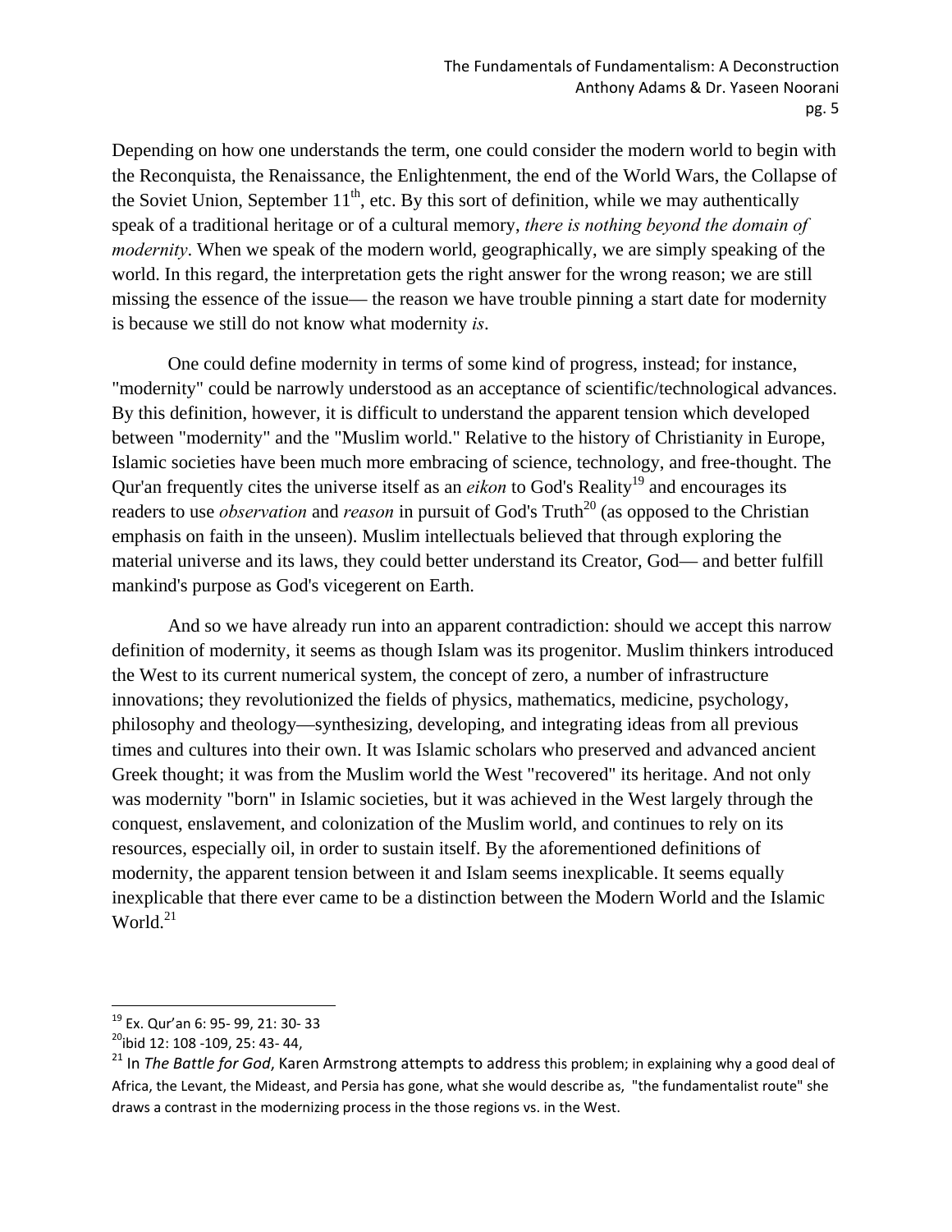Depending on how one understands the term, one could consider the modern world to begin with the Reconquista, the Renaissance, the Enlightenment, the end of the World Wars, the Collapse of the Soviet Union, September 11$^{th}$, etc. By this sort of definition, while we may authentically speak of a traditional heritage or of a cultural memory, *there is nothing beyond the domain of modernity*. When we speak of the modern world, geographically, we are simply speaking of the world. In this regard, the interpretation gets the right answer for the wrong reason; we are still missing the essence of the issue— the reason we have trouble pinning a start date for modernity is because we still do not know what modernity *is*.

One could define modernity in terms of some kind of progress, instead; for instance, "modernity" could be narrowly understood as an acceptance of scientific/technological advances. By this definition, however, it is difficult to understand the apparent tension which developed between "modernity" and the "Muslim world." Relative to the history of Christianity in Europe, Islamic societies have been much more embracing of science, technology, and free-thought. The Qur'an frequently cites the universe itself as an *eikon* to God's Reality[19] and encourages its readers to use *observation* and *reason* in pursuit of God's Truth[20] (as opposed to the Christian emphasis on faith in the unseen). Muslim intellectuals believed that through exploring the material universe and its laws, they could better understand its Creator, God— and better fulfill mankind's purpose as God's vicegerent on Earth.

And so we have already run into an apparent contradiction: should we accept this narrow definition of modernity, it seems as though Islam was its progenitor. Muslim thinkers introduced the West to its current numerical system, the concept of zero, a number of infrastructure innovations; they revolutionized the fields of physics, mathematics, medicine, psychology, philosophy and theology—synthesizing, developing, and integrating ideas from all previous times and cultures into their own. It was Islamic scholars who preserved and advanced ancient Greek thought; it was from the Muslim world the West "recovered" its heritage. And not only was modernity "born" in Islamic societies, but it was achieved in the West largely through the conquest, enslavement, and colonization of the Muslim world, and continues to rely on its resources, especially oil, in order to sustain itself. By the aforementioned definitions of modernity, the apparent tension between it and Islam seems inexplicable. It seems equally inexplicable that there ever came to be a distinction between the Modern World and the Islamic World.[21]

---

[19] Ex. Qur'an 6: 95- 99, 21: 30- 33

[20] ibid 12: 108 -109, 25: 43- 44,

[21] In *The Battle for God*, Karen Armstrong attempts to address this problem; in explaining why a good deal of Africa, the Levant, the Mideast, and Persia has gone, what she would describe as, "the fundamentalist route" she draws a contrast in the modernizing process in the those regions vs. in the West.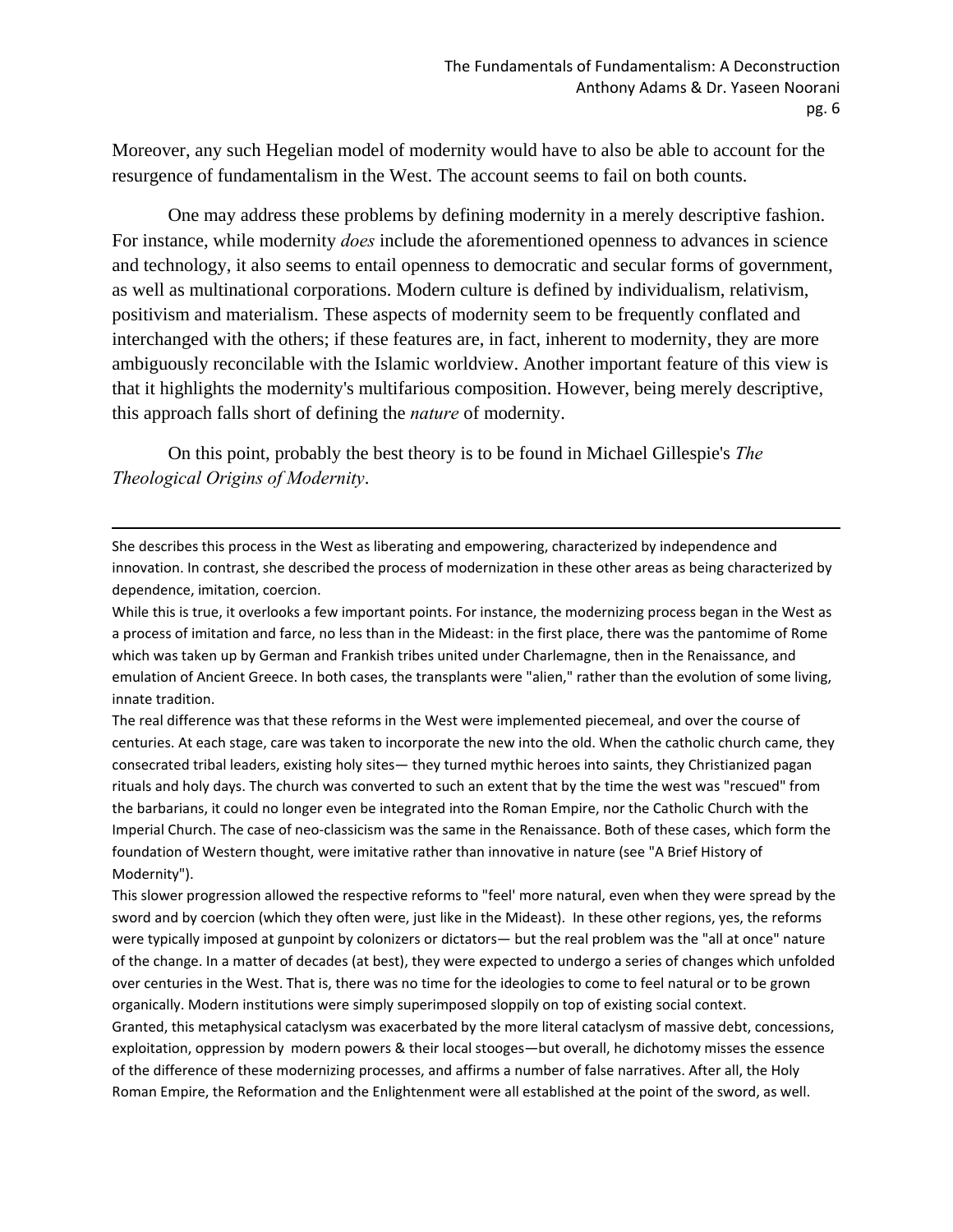Moreover, any such Hegelian model of modernity would have to also be able to account for the resurgence of fundamentalism in the West. The account seems to fail on both counts.

One may address these problems by defining modernity in a merely descriptive fashion. For instance, while modernity *does* include the aforementioned openness to advances in science and technology, it also seems to entail openness to democratic and secular forms of government, as well as multinational corporations. Modern culture is defined by individualism, relativism, positivism and materialism. These aspects of modernity seem to be frequently conflated and interchanged with the others; if these features are, in fact, inherent to modernity, they are more ambiguously reconcilable with the Islamic worldview. Another important feature of this view is that it highlights the modernity's multifarious composition. However, being merely descriptive, this approach falls short of defining the *nature* of modernity.

On this point, probably the best theory is to be found in Michael Gillespie's *The Theological Origins of Modernity*.

---

She describes this process in the West as liberating and empowering, characterized by independence and innovation. In contrast, she described the process of modernization in these other areas as being characterized by dependence, imitation, coercion.

While this is true, it overlooks a few important points. For instance, the modernizing process began in the West as a process of imitation and farce, no less than in the Mideast: in the first place, there was the pantomime of Rome which was taken up by German and Frankish tribes united under Charlemagne, then in the Renaissance, and emulation of Ancient Greece. In both cases, the transplants were "alien," rather than the evolution of some living, innate tradition.

The real difference was that these reforms in the West were implemented piecemeal, and over the course of centuries. At each stage, care was taken to incorporate the new into the old. When the catholic church came, they consecrated tribal leaders, existing holy sites— they turned mythic heroes into saints, they Christianized pagan rituals and holy days. The church was converted to such an extent that by the time the west was "rescued" from the barbarians, it could no longer even be integrated into the Roman Empire, nor the Catholic Church with the Imperial Church. The case of neo-classicism was the same in the Renaissance. Both of these cases, which form the foundation of Western thought, were imitative rather than innovative in nature (see "A Brief History of Modernity").

This slower progression allowed the respective reforms to "feel' more natural, even when they were spread by the sword and by coercion (which they often were, just like in the Mideast). In these other regions, yes, the reforms were typically imposed at gunpoint by colonizers or dictators— but the real problem was the "all at once" nature of the change. In a matter of decades (at best), they were expected to undergo a series of changes which unfolded over centuries in the West. That is, there was no time for the ideologies to come to feel natural or to be grown organically. Modern institutions were simply superimposed sloppily on top of existing social context.

Granted, this metaphysical cataclysm was exacerbated by the more literal cataclysm of massive debt, concessions, exploitation, oppression by modern powers & their local stooges—but overall, he dichotomy misses the essence of the difference of these modernizing processes, and affirms a number of false narratives. After all, the Holy Roman Empire, the Reformation and the Enlightenment were all established at the point of the sword, as well.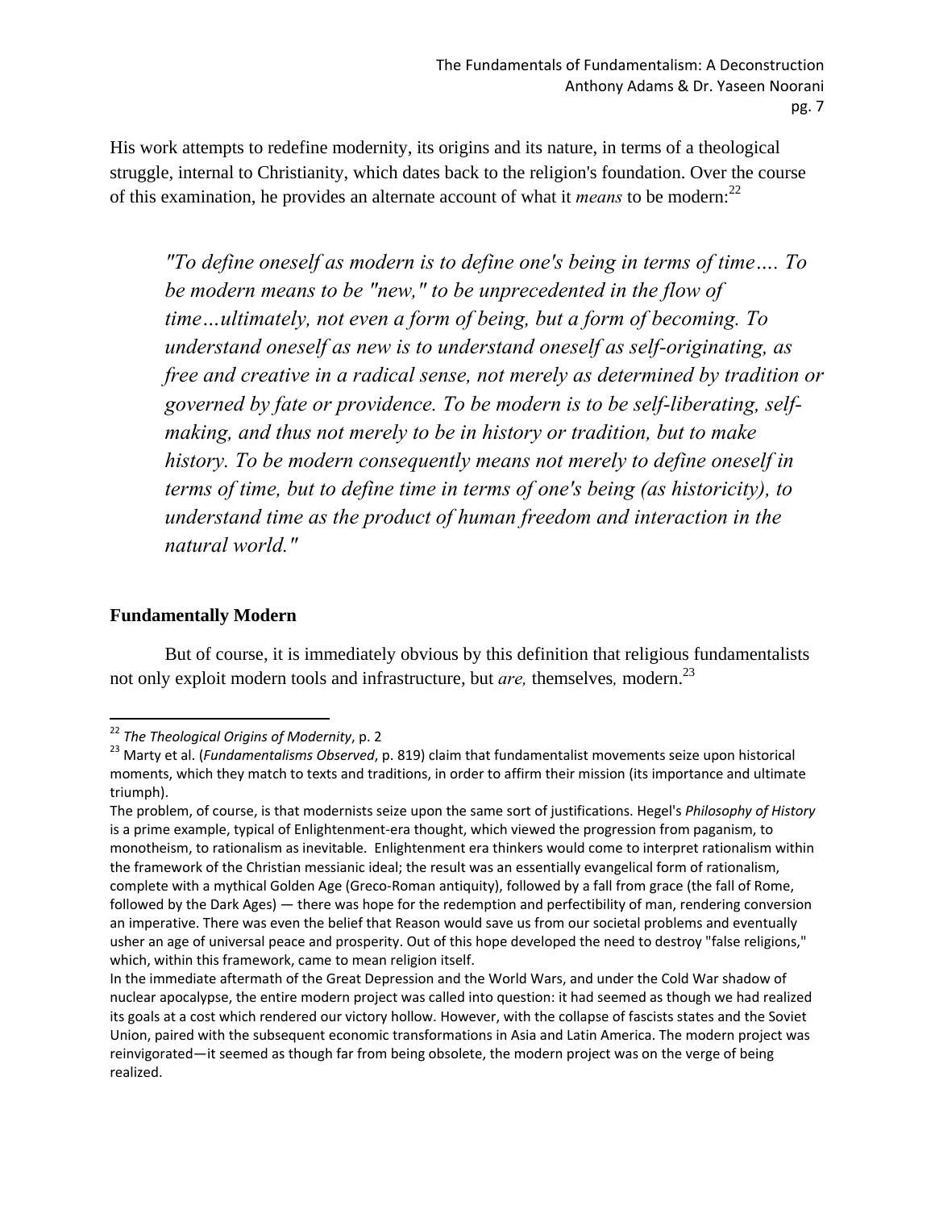His work attempts to redefine modernity, its origins and its nature, in terms of a theological struggle, internal to Christianity, which dates back to the religion's foundation. Over the course of this examination, he provides an alternate account of what it *means* to be modern:[22]

> *"To define oneself as modern is to define one's being in terms of time…. To be modern means to be "new," to be unprecedented in the flow of time…ultimately, not even a form of being, but a form of becoming. To understand oneself as new is to understand oneself as self-originating, as free and creative in a radical sense, not merely as determined by tradition or governed by fate or providence. To be modern is to be self-liberating, self-making, and thus not merely to be in history or tradition, but to make history. To be modern consequently means not merely to define oneself in terms of time, but to define time in terms of one's being (as historicity), to understand time as the product of human freedom and interaction in the natural world."*

## Fundamentally Modern

But of course, it is immediately obvious by this definition that religious fundamentalists not only exploit modern tools and infrastructure, but *are,* themselves*,* modern.[23]

---

[22] *The Theological Origins of Modernity*, p. 2

[23] Marty et al. (*Fundamentalisms Observed*, p. 819) claim that fundamentalist movements seize upon historical moments, which they match to texts and traditions, in order to affirm their mission (its importance and ultimate triumph).

The problem, of course, is that modernists seize upon the same sort of justifications. Hegel's *Philosophy of History* is a prime example, typical of Enlightenment-era thought, which viewed the progression from paganism, to monotheism, to rationalism as inevitable. Enlightenment era thinkers would come to interpret rationalism within the framework of the Christian messianic ideal; the result was an essentially evangelical form of rationalism, complete with a mythical Golden Age (Greco-Roman antiquity), followed by a fall from grace (the fall of Rome, followed by the Dark Ages) — there was hope for the redemption and perfectibility of man, rendering conversion an imperative. There was even the belief that Reason would save us from our societal problems and eventually usher an age of universal peace and prosperity. Out of this hope developed the need to destroy "false religions," which, within this framework, came to mean religion itself.

In the immediate aftermath of the Great Depression and the World Wars, and under the Cold War shadow of nuclear apocalypse, the entire modern project was called into question: it had seemed as though we had realized its goals at a cost which rendered our victory hollow. However, with the collapse of fascists states and the Soviet Union, paired with the subsequent economic transformations in Asia and Latin America. The modern project was reinvigorated—it seemed as though far from being obsolete, the modern project was on the verge of being realized.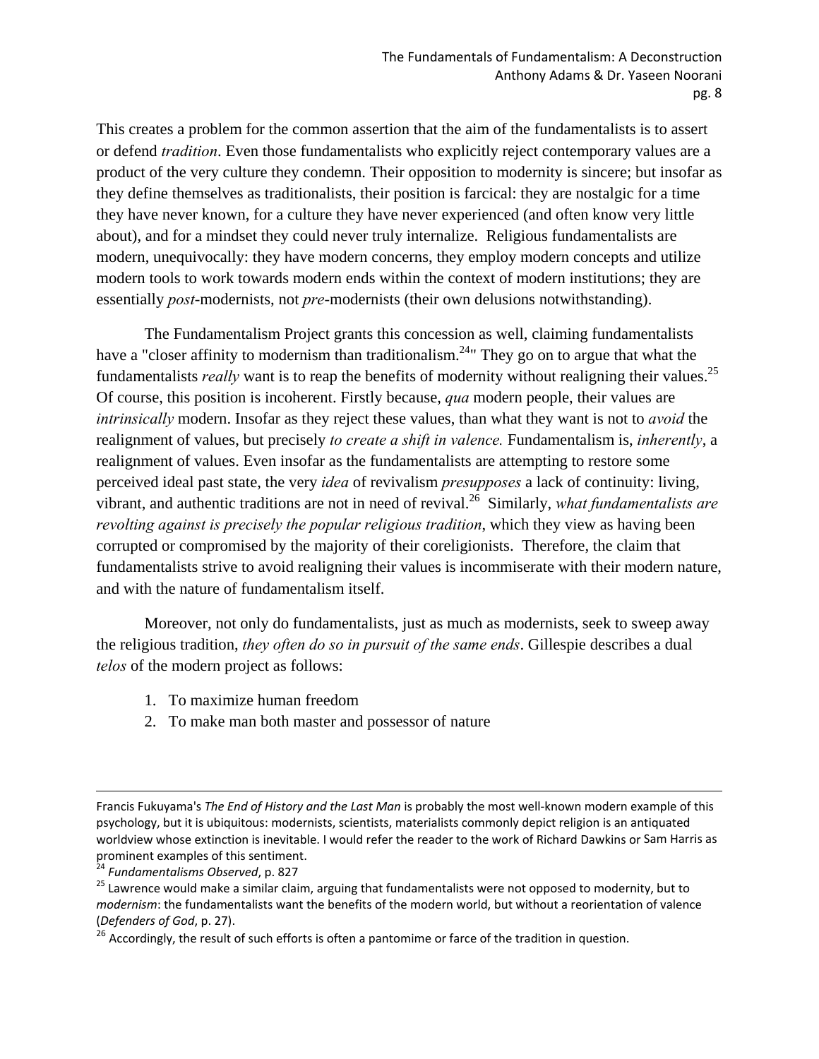This creates a problem for the common assertion that the aim of the fundamentalists is to assert or defend *tradition*. Even those fundamentalists who explicitly reject contemporary values are a product of the very culture they condemn. Their opposition to modernity is sincere; but insofar as they define themselves as traditionalists, their position is farcical: they are nostalgic for a time they have never known, for a culture they have never experienced (and often know very little about), and for a mindset they could never truly internalize. Religious fundamentalists are modern, unequivocally: they have modern concerns, they employ modern concepts and utilize modern tools to work towards modern ends within the context of modern institutions; they are essentially *post*-modernists, not *pre*-modernists (their own delusions notwithstanding).

The Fundamentalism Project grants this concession as well, claiming fundamentalists have a "closer affinity to modernism than traditionalism.[24]" They go on to argue that what the fundamentalists *really* want is to reap the benefits of modernity without realigning their values.[25] Of course, this position is incoherent. Firstly because, *qua* modern people, their values are *intrinsically* modern. Insofar as they reject these values, than what they want is not to *avoid* the realignment of values, but precisely *to create a shift in valence.* Fundamentalism is, *inherently*, a realignment of values. Even insofar as the fundamentalists are attempting to restore some perceived ideal past state, the very *idea* of revivalism *presupposes* a lack of continuity: living, vibrant, and authentic traditions are not in need of revival.[26] Similarly, *what fundamentalists are revolting against is precisely the popular religious tradition*, which they view as having been corrupted or compromised by the majority of their coreligionists. Therefore, the claim that fundamentalists strive to avoid realigning their values is incommiserate with their modern nature, and with the nature of fundamentalism itself.

Moreover, not only do fundamentalists, just as much as modernists, seek to sweep away the religious tradition, *they often do so in pursuit of the same ends*. Gillespie describes a dual *telos* of the modern project as follows:

1. To maximize human freedom
2. To make man both master and possessor of nature

---

Francis Fukuyama's *The End of History and the Last Man* is probably the most well-known modern example of this psychology, but it is ubiquitous: modernists, scientists, materialists commonly depict religion is an antiquated worldview whose extinction is inevitable. I would refer the reader to the work of Richard Dawkins or Sam Harris as prominent examples of this sentiment.

[24] *Fundamentalisms Observed*, p. 827

[25] Lawrence would make a similar claim, arguing that fundamentalists were not opposed to modernity, but to *modernism*: the fundamentalists want the benefits of the modern world, but without a reorientation of valence (*Defenders of God*, p. 27).

[26] Accordingly, the result of such efforts is often a pantomime or farce of the tradition in question.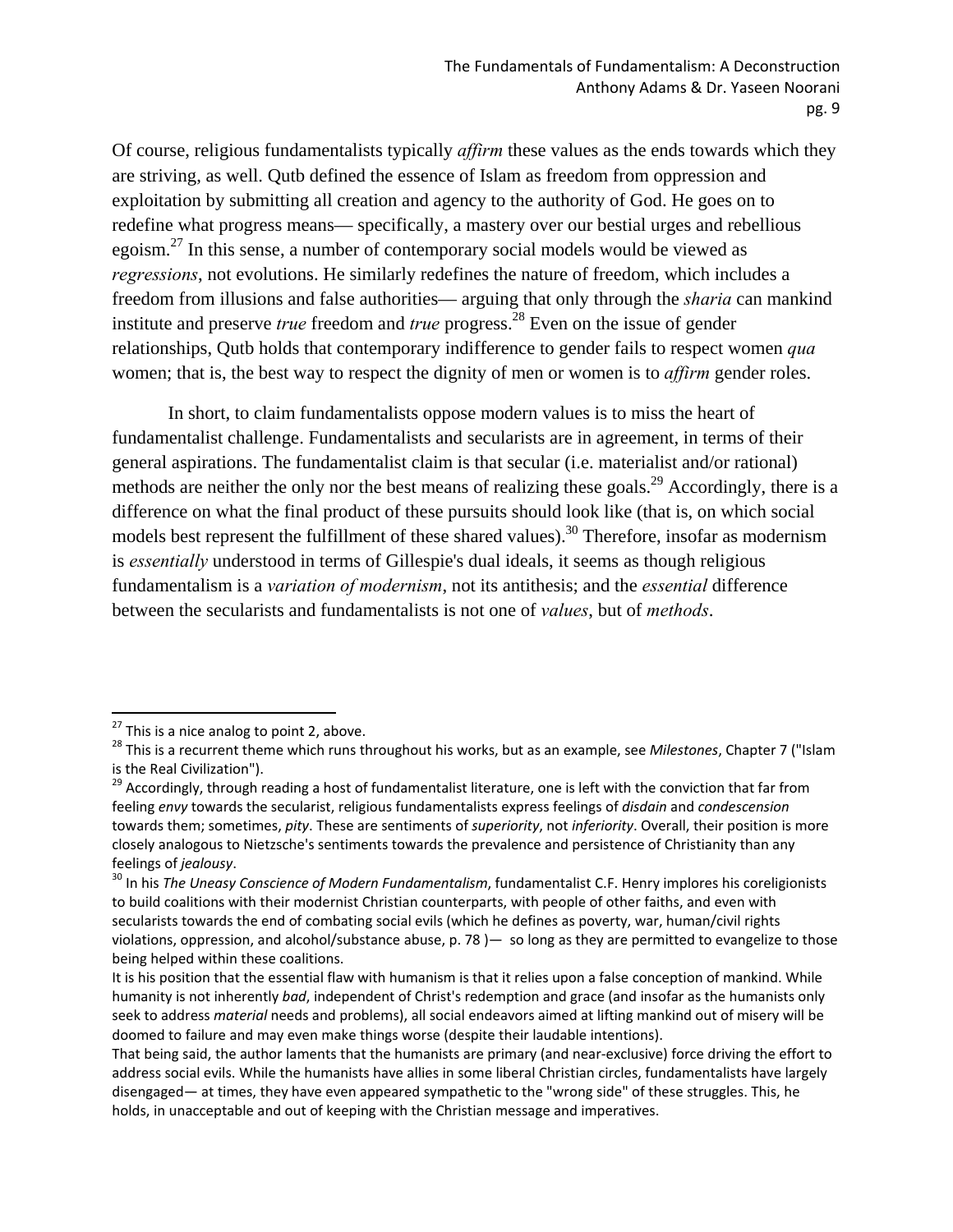Of course, religious fundamentalists typically *affirm* these values as the ends towards which they are striving, as well. Qutb defined the essence of Islam as freedom from oppression and exploitation by submitting all creation and agency to the authority of God. He goes on to redefine what progress means— specifically, a mastery over our bestial urges and rebellious egoism.[27] In this sense, a number of contemporary social models would be viewed as *regressions*, not evolutions. He similarly redefines the nature of freedom, which includes a freedom from illusions and false authorities— arguing that only through the *sharia* can mankind institute and preserve *true* freedom and *true* progress.[28] Even on the issue of gender relationships, Qutb holds that contemporary indifference to gender fails to respect women *qua* women; that is, the best way to respect the dignity of men or women is to *affirm* gender roles.

In short, to claim fundamentalists oppose modern values is to miss the heart of fundamentalist challenge. Fundamentalists and secularists are in agreement, in terms of their general aspirations. The fundamentalist claim is that secular (i.e. materialist and/or rational) methods are neither the only nor the best means of realizing these goals.[29] Accordingly, there is a difference on what the final product of these pursuits should look like (that is, on which social models best represent the fulfillment of these shared values).[30] Therefore, insofar as modernism is *essentially* understood in terms of Gillespie's dual ideals, it seems as though religious fundamentalism is a *variation of modernism*, not its antithesis; and the *essential* difference between the secularists and fundamentalists is not one of *values*, but of *methods*.

---

[27] This is a nice analog to point 2, above.

[28] This is a recurrent theme which runs throughout his works, but as an example, see *Milestones*, Chapter 7 ("Islam is the Real Civilization").

[29] Accordingly, through reading a host of fundamentalist literature, one is left with the conviction that far from feeling *envy* towards the secularist, religious fundamentalists express feelings of *disdain* and *condescension* towards them; sometimes, *pity*. These are sentiments of *superiority*, not *inferiority*. Overall, their position is more closely analogous to Nietzsche's sentiments towards the prevalence and persistence of Christianity than any feelings of *jealousy*.

[30] In his *The Uneasy Conscience of Modern Fundamentalism*, fundamentalist C.F. Henry implores his coreligionists to build coalitions with their modernist Christian counterparts, with people of other faiths, and even with secularists towards the end of combating social evils (which he defines as poverty, war, human/civil rights violations, oppression, and alcohol/substance abuse, p. 78 )— so long as they are permitted to evangelize to those being helped within these coalitions.

It is his position that the essential flaw with humanism is that it relies upon a false conception of mankind. While humanity is not inherently *bad*, independent of Christ's redemption and grace (and insofar as the humanists only seek to address *material* needs and problems), all social endeavors aimed at lifting mankind out of misery will be doomed to failure and may even make things worse (despite their laudable intentions).

That being said, the author laments that the humanists are primary (and near-exclusive) force driving the effort to address social evils. While the humanists have allies in some liberal Christian circles, fundamentalists have largely disengaged— at times, they have even appeared sympathetic to the "wrong side" of these struggles. This, he holds, in unacceptable and out of keeping with the Christian message and imperatives.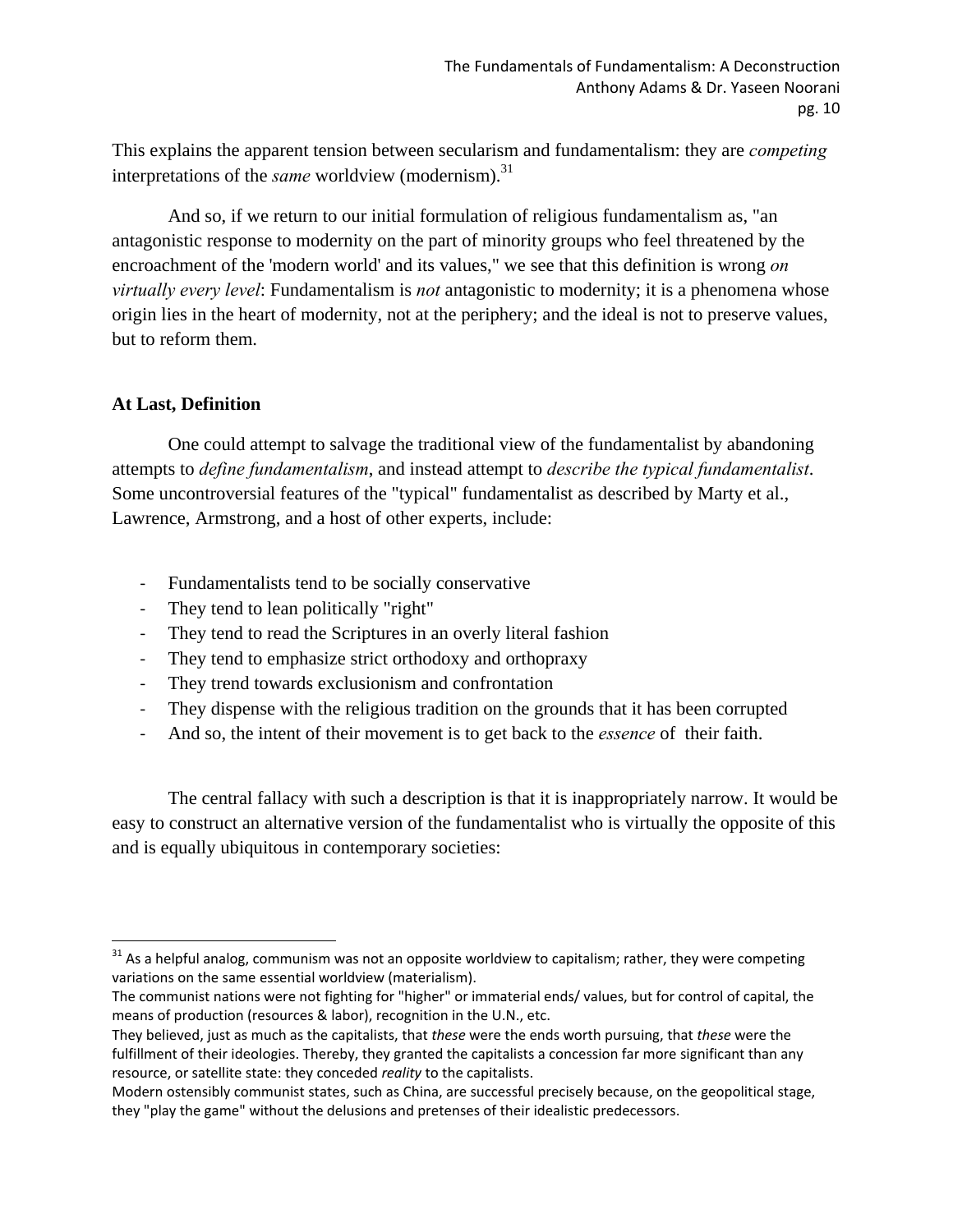This explains the apparent tension between secularism and fundamentalism: they are *competing* interpretations of the *same* worldview (modernism).[31]

And so, if we return to our initial formulation of religious fundamentalism as, "an antagonistic response to modernity on the part of minority groups who feel threatened by the encroachment of the 'modern world' and its values," we see that this definition is wrong *on virtually every level*: Fundamentalism is *not* antagonistic to modernity; it is a phenomena whose origin lies in the heart of modernity, not at the periphery; and the ideal is not to preserve values, but to reform them.

### At Last, Definition

One could attempt to salvage the traditional view of the fundamentalist by abandoning attempts to *define fundamentalism*, and instead attempt to *describe the typical fundamentalist*. Some uncontroversial features of the "typical" fundamentalist as described by Marty et al., Lawrence, Armstrong, and a host of other experts, include:

- Fundamentalists tend to be socially conservative
- They tend to lean politically "right"
- They tend to read the Scriptures in an overly literal fashion
- They tend to emphasize strict orthodoxy and orthopraxy
- They trend towards exclusionism and confrontation
- They dispense with the religious tradition on the grounds that it has been corrupted
- And so, the intent of their movement is to get back to the *essence* of their faith.

The central fallacy with such a description is that it is inappropriately narrow. It would be easy to construct an alternative version of the fundamentalist who is virtually the opposite of this and is equally ubiquitous in contemporary societies:

---

[31] As a helpful analog, communism was not an opposite worldview to capitalism; rather, they were competing variations on the same essential worldview (materialism).
The communist nations were not fighting for "higher" or immaterial ends/ values, but for control of capital, the means of production (resources & labor), recognition in the U.N., etc.
They believed, just as much as the capitalists, that *these* were the ends worth pursuing, that *these* were the fulfillment of their ideologies. Thereby, they granted the capitalists a concession far more significant than any resource, or satellite state: they conceded *reality* to the capitalists.
Modern ostensibly communist states, such as China, are successful precisely because, on the geopolitical stage, they "play the game" without the delusions and pretenses of their idealistic predecessors.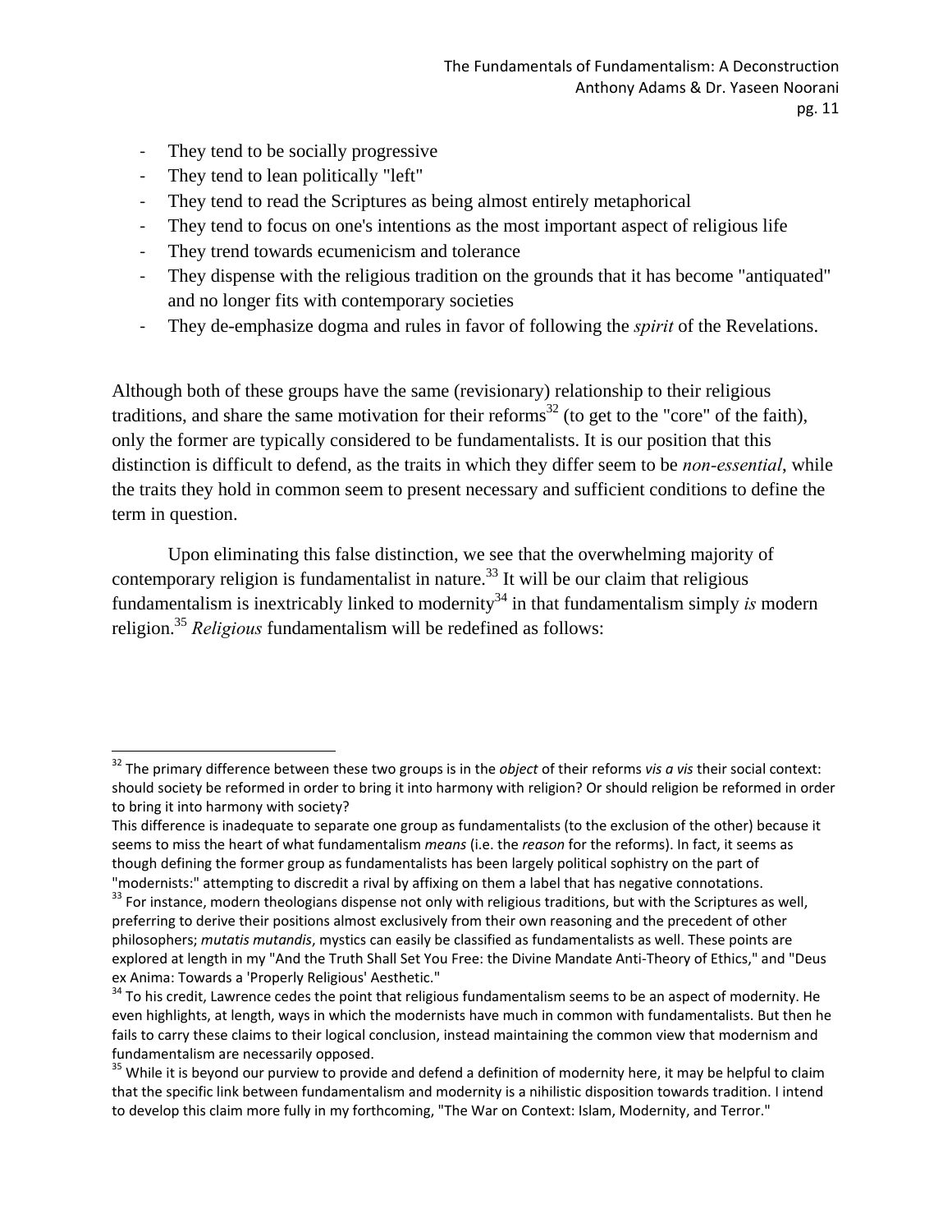- They tend to be socially progressive
- They tend to lean politically "left"
- They tend to read the Scriptures as being almost entirely metaphorical
- They tend to focus on one's intentions as the most important aspect of religious life
- They trend towards ecumenicism and tolerance
- They dispense with the religious tradition on the grounds that it has become "antiquated" and no longer fits with contemporary societies
- They de-emphasize dogma and rules in favor of following the *spirit* of the Revelations.

Although both of these groups have the same (revisionary) relationship to their religious traditions, and share the same motivation for their reforms[32] (to get to the "core" of the faith), only the former are typically considered to be fundamentalists. It is our position that this distinction is difficult to defend, as the traits in which they differ seem to be *non-essential*, while the traits they hold in common seem to present necessary and sufficient conditions to define the term in question.

Upon eliminating this false distinction, we see that the overwhelming majority of contemporary religion is fundamentalist in nature.[33] It will be our claim that religious fundamentalism is inextricably linked to modernity[34] in that fundamentalism simply *is* modern religion.[35] *Religious* fundamentalism will be redefined as follows:

---

[32] The primary difference between these two groups is in the *object* of their reforms *vis a vis* their social context: should society be reformed in order to bring it into harmony with religion? Or should religion be reformed in order to bring it into harmony with society?
This difference is inadequate to separate one group as fundamentalists (to the exclusion of the other) because it seems to miss the heart of what fundamentalism *means* (i.e. the *reason* for the reforms). In fact, it seems as though defining the former group as fundamentalists has been largely political sophistry on the part of "modernists:" attempting to discredit a rival by affixing on them a label that has negative connotations.

[33] For instance, modern theologians dispense not only with religious traditions, but with the Scriptures as well, preferring to derive their positions almost exclusively from their own reasoning and the precedent of other philosophers; *mutatis mutandis*, mystics can easily be classified as fundamentalists as well. These points are explored at length in my "And the Truth Shall Set You Free: the Divine Mandate Anti-Theory of Ethics," and "Deus ex Anima: Towards a 'Properly Religious' Aesthetic."

[34] To his credit, Lawrence cedes the point that religious fundamentalism seems to be an aspect of modernity. He even highlights, at length, ways in which the modernists have much in common with fundamentalists. But then he fails to carry these claims to their logical conclusion, instead maintaining the common view that modernism and fundamentalism are necessarily opposed.

[35] While it is beyond our purview to provide and defend a definition of modernity here, it may be helpful to claim that the specific link between fundamentalism and modernity is a nihilistic disposition towards tradition. I intend to develop this claim more fully in my forthcoming, "The War on Context: Islam, Modernity, and Terror."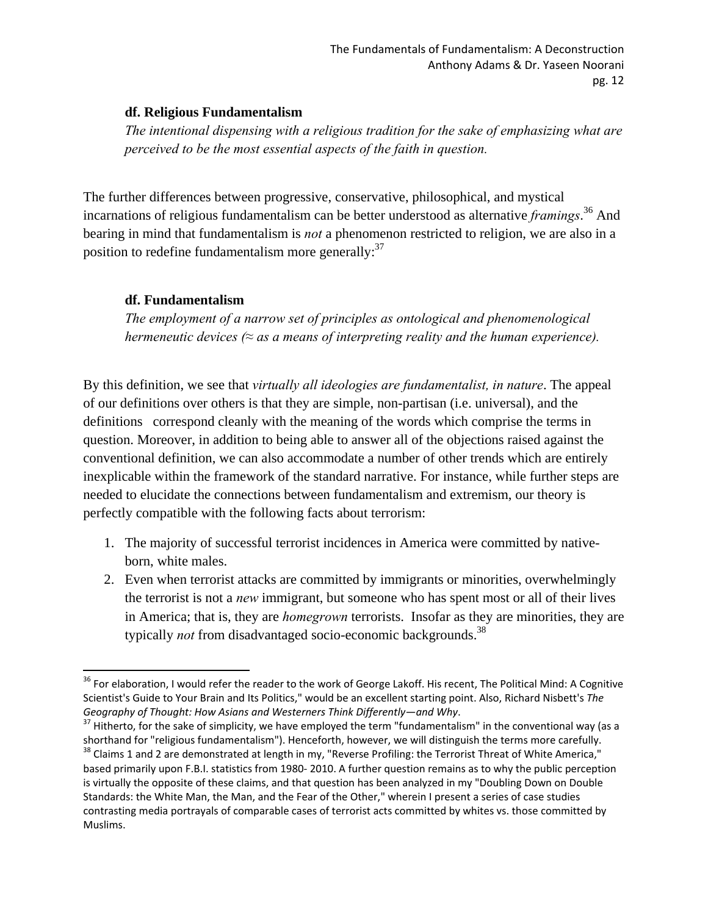**df. Religious Fundamentalism**

*The intentional dispensing with a religious tradition for the sake of emphasizing what are perceived to be the most essential aspects of the faith in question.*

The further differences between progressive, conservative, philosophical, and mystical incarnations of religious fundamentalism can be better understood as alternative *framings*.[36] And bearing in mind that fundamentalism is *not* a phenomenon restricted to religion, we are also in a position to redefine fundamentalism more generally:[37]

**df. Fundamentalism**

*The employment of a narrow set of principles as ontological and phenomenological hermeneutic devices (≈ as a means of interpreting reality and the human experience).*

By this definition, we see that *virtually all ideologies are fundamentalist, in nature*. The appeal of our definitions over others is that they are simple, non-partisan (i.e. universal), and the definitions correspond cleanly with the meaning of the words which comprise the terms in question. Moreover, in addition to being able to answer all of the objections raised against the conventional definition, we can also accommodate a number of other trends which are entirely inexplicable within the framework of the standard narrative. For instance, while further steps are needed to elucidate the connections between fundamentalism and extremism, our theory is perfectly compatible with the following facts about terrorism:

1. The majority of successful terrorist incidences in America were committed by native-born, white males.
2. Even when terrorist attacks are committed by immigrants or minorities, overwhelmingly the terrorist is not a *new* immigrant, but someone who has spent most or all of their lives in America; that is, they are *homegrown* terrorists. Insofar as they are minorities, they are typically *not* from disadvantaged socio-economic backgrounds.[38]

---

[36] For elaboration, I would refer the reader to the work of George Lakoff. His recent, The Political Mind: A Cognitive Scientist's Guide to Your Brain and Its Politics," would be an excellent starting point. Also, Richard Nisbett's *The Geography of Thought: How Asians and Westerners Think Differently—and Why*.

[37] Hitherto, for the sake of simplicity, we have employed the term "fundamentalism" in the conventional way (as a shorthand for "religious fundamentalism"). Henceforth, however, we will distinguish the terms more carefully.

[38] Claims 1 and 2 are demonstrated at length in my, "Reverse Profiling: the Terrorist Threat of White America," based primarily upon F.B.I. statistics from 1980- 2010. A further question remains as to why the public perception is virtually the opposite of these claims, and that question has been analyzed in my "Doubling Down on Double Standards: the White Man, the Man, and the Fear of the Other," wherein I present a series of case studies contrasting media portrayals of comparable cases of terrorist acts committed by whites vs. those committed by Muslims.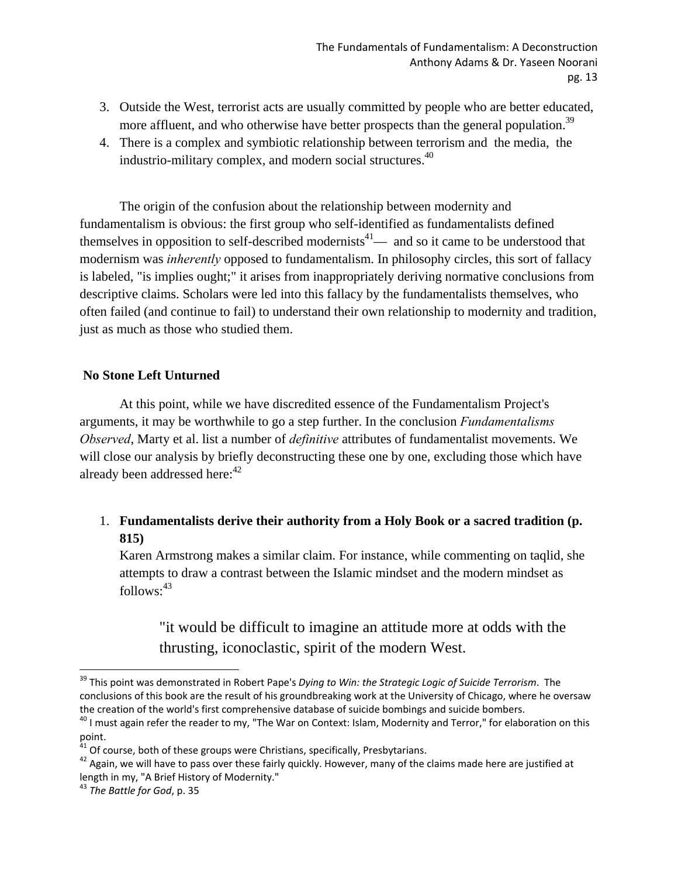3. Outside the West, terrorist acts are usually committed by people who are better educated, more affluent, and who otherwise have better prospects than the general population.[39]
4. There is a complex and symbiotic relationship between terrorism and the media, the industrio-military complex, and modern social structures.[40]

The origin of the confusion about the relationship between modernity and fundamentalism is obvious: the first group who self-identified as fundamentalists defined themselves in opposition to self-described modernists[41]— and so it came to be understood that modernism was *inherently* opposed to fundamentalism. In philosophy circles, this sort of fallacy is labeled, "is implies ought;" it arises from inappropriately deriving normative conclusions from descriptive claims. Scholars were led into this fallacy by the fundamentalists themselves, who often failed (and continue to fail) to understand their own relationship to modernity and tradition, just as much as those who studied them.

**No Stone Left Unturned**

At this point, while we have discredited essence of the Fundamentalism Project's arguments, it may be worthwhile to go a step further. In the conclusion *Fundamentalisms Observed*, Marty et al. list a number of *definitive* attributes of fundamentalist movements. We will close our analysis by briefly deconstructing these one by one, excluding those which have already been addressed here:[42]

1. **Fundamentalists derive their authority from a Holy Book or a sacred tradition (p. 815)**
   Karen Armstrong makes a similar claim. For instance, while commenting on taqlid, she attempts to draw a contrast between the Islamic mindset and the modern mindset as follows:[43]

   > "it would be difficult to imagine an attitude more at odds with the thrusting, iconoclastic, spirit of the modern West.

---

[39] This point was demonstrated in Robert Pape's *Dying to Win: the Strategic Logic of Suicide Terrorism*. The conclusions of this book are the result of his groundbreaking work at the University of Chicago, where he oversaw the creation of the world's first comprehensive database of suicide bombings and suicide bombers.

[40] I must again refer the reader to my, "The War on Context: Islam, Modernity and Terror," for elaboration on this point.

[41] Of course, both of these groups were Christians, specifically, Presbytarians.

[42] Again, we will have to pass over these fairly quickly. However, many of the claims made here are justified at length in my, "A Brief History of Modernity."

[43] *The Battle for God*, p. 35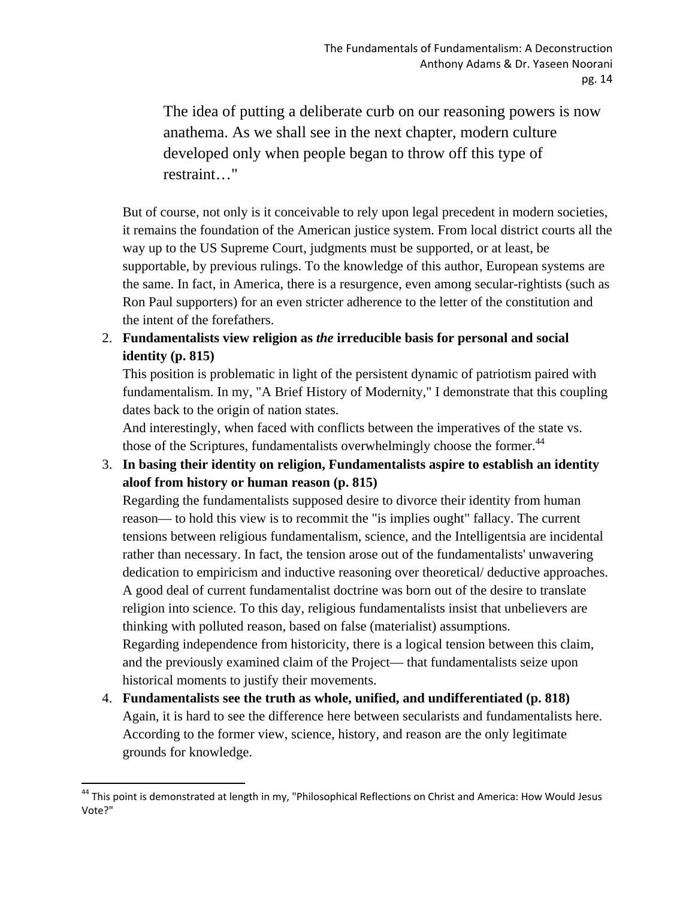> The idea of putting a deliberate curb on our reasoning powers is now anathema. As we shall see in the next chapter, modern culture developed only when people began to throw off this type of restraint…"

But of course, not only is it conceivable to rely upon legal precedent in modern societies, it remains the foundation of the American justice system. From local district courts all the way up to the US Supreme Court, judgments must be supported, or at least, be supportable, by previous rulings. To the knowledge of this author, European systems are the same. In fact, in America, there is a resurgence, even among secular-rightists (such as Ron Paul supporters) for an even stricter adherence to the letter of the constitution and the intent of the forefathers.

2. **Fundamentalists view religion as *the* irreducible basis for personal and social identity (p. 815)**
   This position is problematic in light of the persistent dynamic of patriotism paired with fundamentalism. In my, "A Brief History of Modernity," I demonstrate that this coupling dates back to the origin of nation states.
   And interestingly, when faced with conflicts between the imperatives of the state vs. those of the Scriptures, fundamentalists overwhelmingly choose the former.[44]
3. **In basing their identity on religion, Fundamentalists aspire to establish an identity aloof from history or human reason (p. 815)**
   Regarding the fundamentalists supposed desire to divorce their identity from human reason— to hold this view is to recommit the "is implies ought" fallacy. The current tensions between religious fundamentalism, science, and the Intelligentsia are incidental rather than necessary. In fact, the tension arose out of the fundamentalists' unwavering dedication to empiricism and inductive reasoning over theoretical/ deductive approaches. A good deal of current fundamentalist doctrine was born out of the desire to translate religion into science. To this day, religious fundamentalists insist that unbelievers are thinking with polluted reason, based on false (materialist) assumptions.
   Regarding independence from historicity, there is a logical tension between this claim, and the previously examined claim of the Project— that fundamentalists seize upon historical moments to justify their movements.
4. **Fundamentalists see the truth as whole, unified, and undifferentiated (p. 818)**
   Again, it is hard to see the difference here between secularists and fundamentalists here. According to the former view, science, history, and reason are the only legitimate grounds for knowledge.

[44] This point is demonstrated at length in my, "Philosophical Reflections on Christ and America: How Would Jesus Vote?"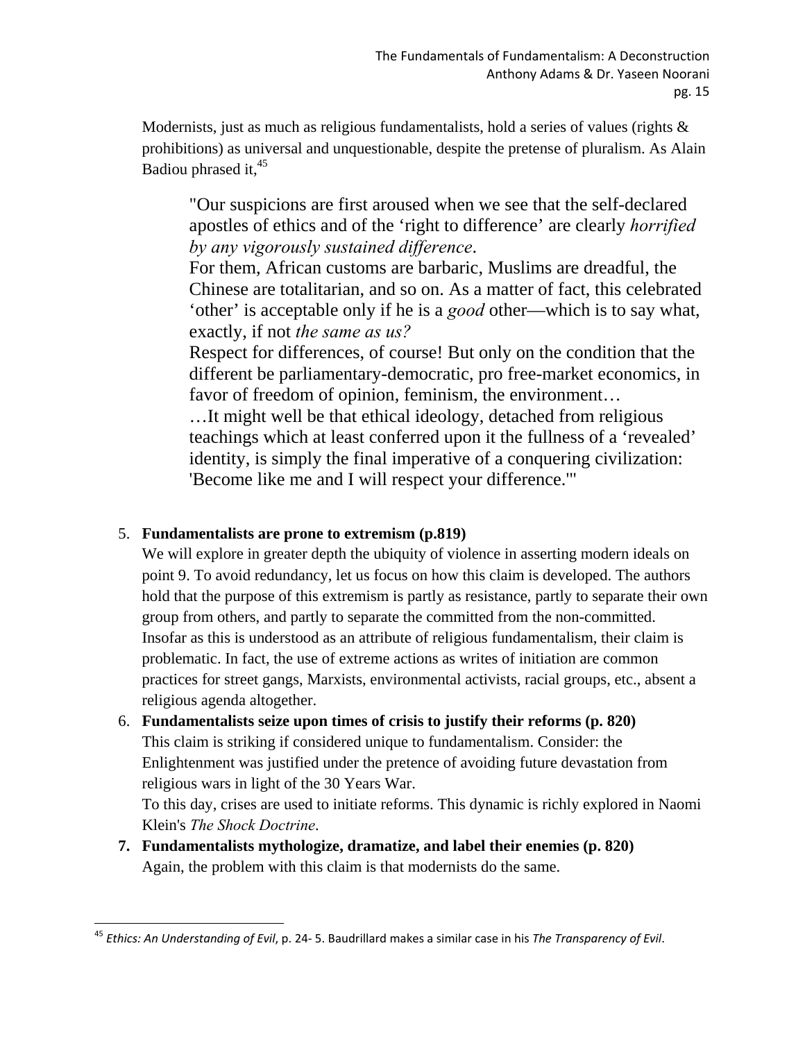Modernists, just as much as religious fundamentalists, hold a series of values (rights & prohibitions) as universal and unquestionable, despite the pretense of pluralism. As Alain Badiou phrased it,[45]

> "Our suspicions are first aroused when we see that the self-declared apostles of ethics and of the 'right to difference' are clearly *horrified by any vigorously sustained difference*.
> For them, African customs are barbaric, Muslims are dreadful, the Chinese are totalitarian, and so on. As a matter of fact, this celebrated 'other' is acceptable only if he is a *good* other—which is to say what, exactly, if not *the same as us?*
> Respect for differences, of course! But only on the condition that the different be parliamentary-democratic, pro free-market economics, in favor of freedom of opinion, feminism, the environment…
> …It might well be that ethical ideology, detached from religious teachings which at least conferred upon it the fullness of a 'revealed' identity, is simply the final imperative of a conquering civilization: 'Become like me and I will respect your difference.'"

5. **Fundamentalists are prone to extremism (p.819)**
   We will explore in greater depth the ubiquity of violence in asserting modern ideals on point 9. To avoid redundancy, let us focus on how this claim is developed. The authors hold that the purpose of this extremism is partly as resistance, partly to separate their own group from others, and partly to separate the committed from the non-committed. Insofar as this is understood as an attribute of religious fundamentalism, their claim is problematic. In fact, the use of extreme actions as writes of initiation are common practices for street gangs, Marxists, environmental activists, racial groups, etc., absent a religious agenda altogether.
6. **Fundamentalists seize upon times of crisis to justify their reforms (p. 820)**
   This claim is striking if considered unique to fundamentalism. Consider: the Enlightenment was justified under the pretence of avoiding future devastation from religious wars in light of the 30 Years War.
   To this day, crises are used to initiate reforms. This dynamic is richly explored in Naomi Klein's *The Shock Doctrine*.
7. **Fundamentalists mythologize, dramatize, and label their enemies (p. 820)**
   Again, the problem with this claim is that modernists do the same.

---

[45] *Ethics: An Understanding of Evil*, p. 24- 5. Baudrillard makes a similar case in his *The Transparency of Evil*.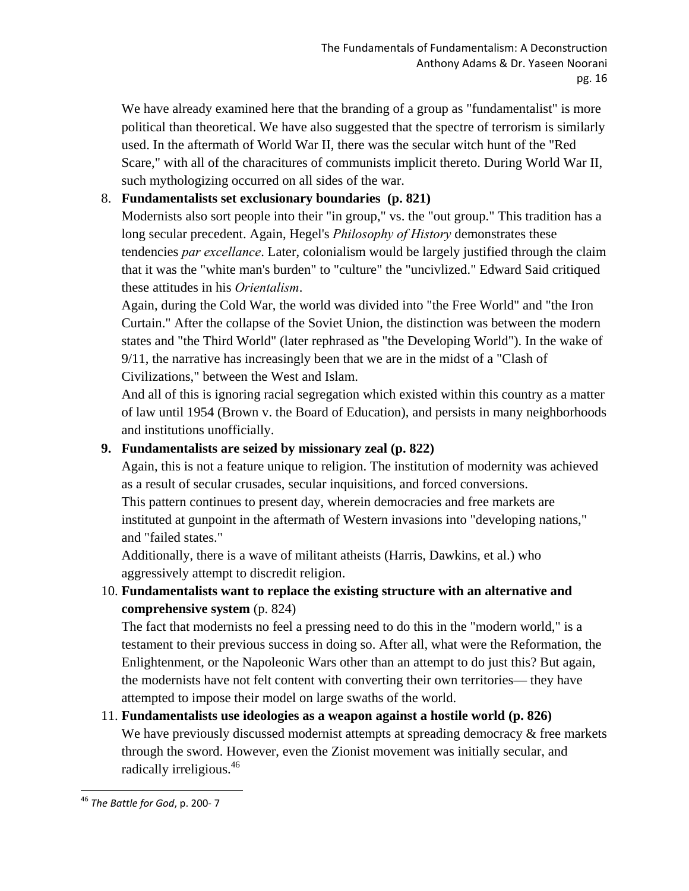We have already examined here that the branding of a group as "fundamentalist" is more political than theoretical. We have also suggested that the spectre of terrorism is similarly used. In the aftermath of World War II, there was the secular witch hunt of the "Red Scare," with all of the characitures of communists implicit thereto. During World War II, such mythologizing occurred on all sides of the war.

8. **Fundamentalists set exclusionary boundaries (p. 821)**
   Modernists also sort people into their "in group," vs. the "out group." This tradition has a long secular precedent. Again, Hegel's *Philosophy of History* demonstrates these tendencies *par excellance*. Later, colonialism would be largely justified through the claim that it was the "white man's burden" to "culture" the "uncivlized." Edward Said critiqued these attitudes in his *Orientalism*.
   Again, during the Cold War, the world was divided into "the Free World" and "the Iron Curtain." After the collapse of the Soviet Union, the distinction was between the modern states and "the Third World" (later rephrased as "the Developing World"). In the wake of 9/11, the narrative has increasingly been that we are in the midst of a "Clash of Civilizations," between the West and Islam.
   And all of this is ignoring racial segregation which existed within this country as a matter of law until 1954 (Brown v. the Board of Education), and persists in many neighborhoods and institutions unofficially.
9. **Fundamentalists are seized by missionary zeal (p. 822)**
   Again, this is not a feature unique to religion. The institution of modernity was achieved as a result of secular crusades, secular inquisitions, and forced conversions.
   This pattern continues to present day, wherein democracies and free markets are instituted at gunpoint in the aftermath of Western invasions into "developing nations," and "failed states."
   Additionally, there is a wave of militant atheists (Harris, Dawkins, et al.) who aggressively attempt to discredit religion.
10. **Fundamentalists want to replace the existing structure with an alternative and comprehensive system** (p. 824)
    The fact that modernists no feel a pressing need to do this in the "modern world," is a testament to their previous success in doing so. After all, what were the Reformation, the Enlightenment, or the Napoleonic Wars other than an attempt to do just this? But again, the modernists have not felt content with converting their own territories— they have attempted to impose their model on large swaths of the world.
11. **Fundamentalists use ideologies as a weapon against a hostile world (p. 826)**
    We have previously discussed modernist attempts at spreading democracy & free markets through the sword. However, even the Zionist movement was initially secular, and radically irreligious.[46]

[46] *The Battle for God*, p. 200- 7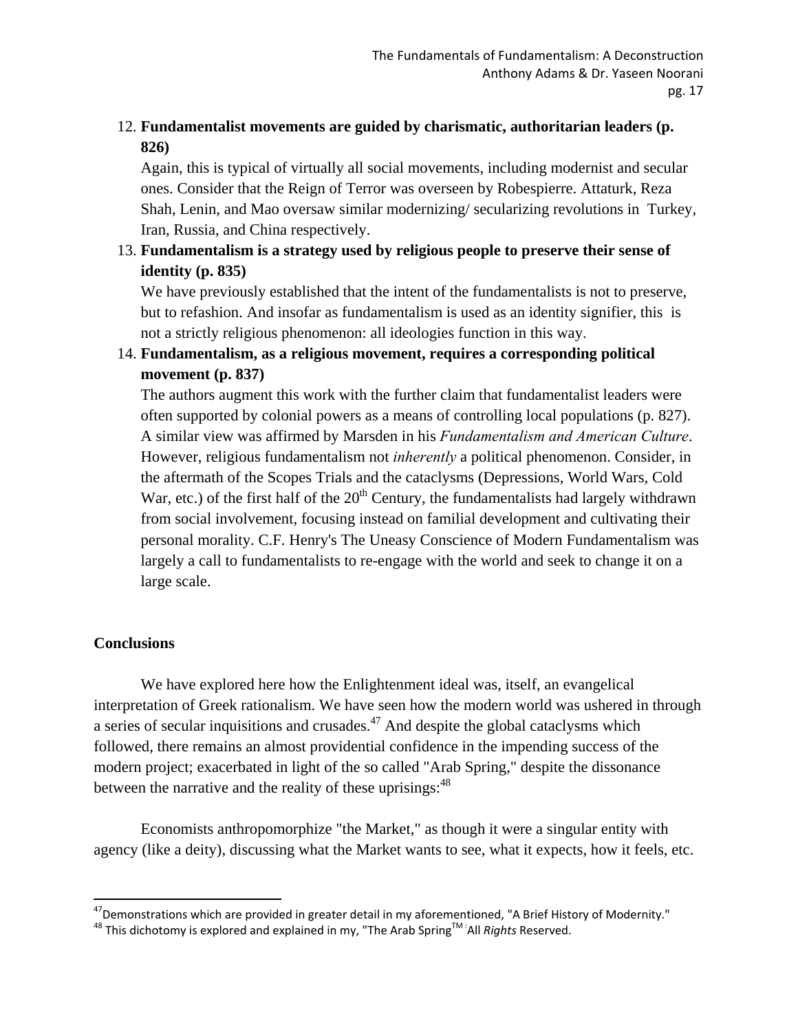12. **Fundamentalist movements are guided by charismatic, authoritarian leaders (p. 826)**

    Again, this is typical of virtually all social movements, including modernist and secular ones. Consider that the Reign of Terror was overseen by Robespierre. Attaturk, Reza Shah, Lenin, and Mao oversaw similar modernizing/ secularizing revolutions in Turkey, Iran, Russia, and China respectively.

13. **Fundamentalism is a strategy used by religious people to preserve their sense of identity (p. 835)**

    We have previously established that the intent of the fundamentalists is not to preserve, but to refashion. And insofar as fundamentalism is used as an identity signifier, this is not a strictly religious phenomenon: all ideologies function in this way.

14. **Fundamentalism, as a religious movement, requires a corresponding political movement (p. 837)**

    The authors augment this work with the further claim that fundamentalist leaders were often supported by colonial powers as a means of controlling local populations (p. 827). A similar view was affirmed by Marsden in his *Fundamentalism and American Culture*. However, religious fundamentalism not *inherently* a political phenomenon. Consider, in the aftermath of the Scopes Trials and the cataclysms (Depressions, World Wars, Cold War, etc.) of the first half of the 20th Century, the fundamentalists had largely withdrawn from social involvement, focusing instead on familial development and cultivating their personal morality. C.F. Henry's The Uneasy Conscience of Modern Fundamentalism was largely a call to fundamentalists to re-engage with the world and seek to change it on a large scale.

**Conclusions**

We have explored here how the Enlightenment ideal was, itself, an evangelical interpretation of Greek rationalism. We have seen how the modern world was ushered in through a series of secular inquisitions and crusades.[47] And despite the global cataclysms which followed, there remains an almost providential confidence in the impending success of the modern project; exacerbated in light of the so called "Arab Spring," despite the dissonance between the narrative and the reality of these uprisings:[48]

Economists anthropomorphize "the Market," as though it were a singular entity with agency (like a deity), discussing what the Market wants to see, what it expects, how it feels, etc.

---

[47] Demonstrations which are provided in greater detail in my aforementioned, "A Brief History of Modernity."

[48] This dichotomy is explored and explained in my, "The Arab Spring™: All *Rights* Reserved.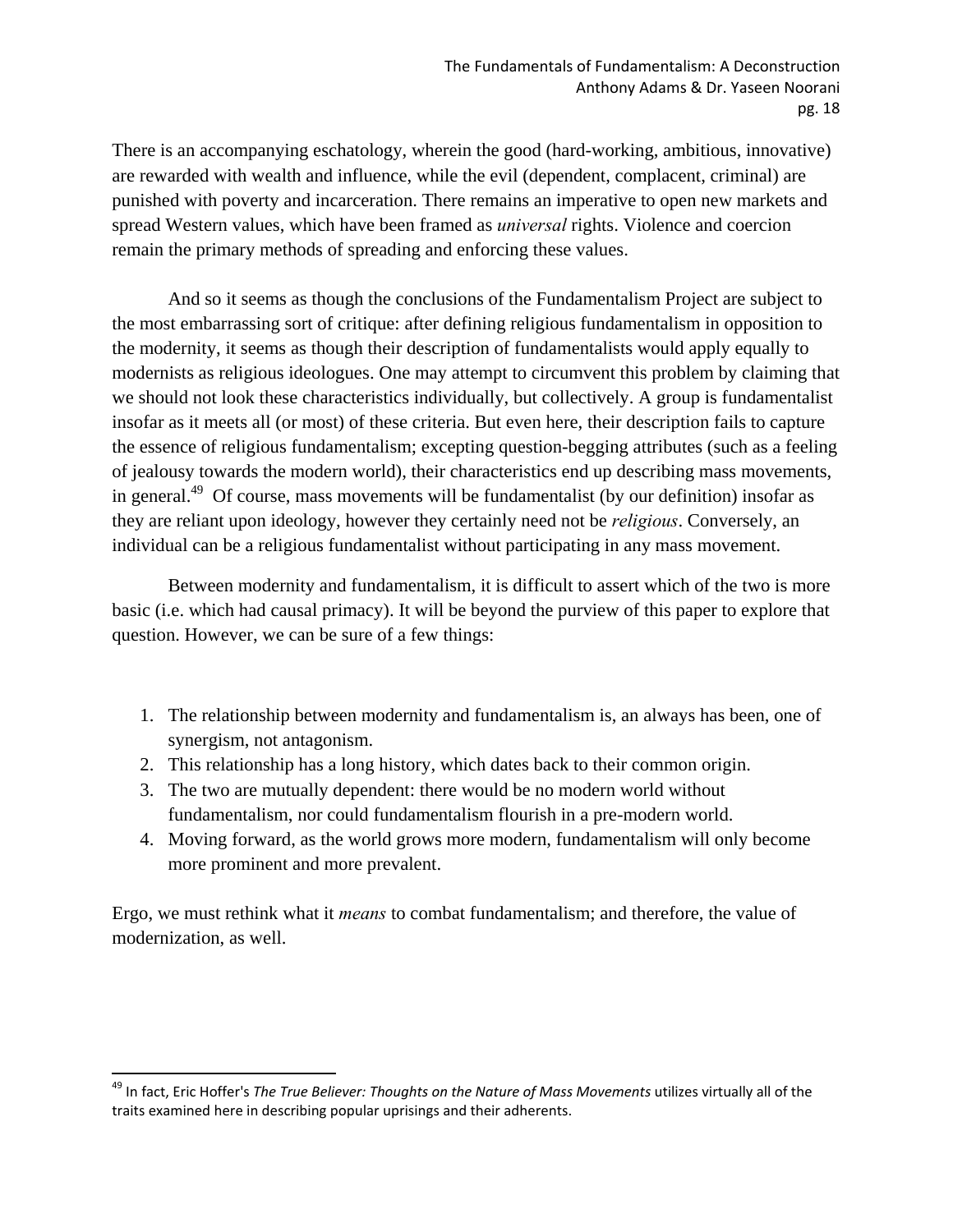There is an accompanying eschatology, wherein the good (hard-working, ambitious, innovative) are rewarded with wealth and influence, while the evil (dependent, complacent, criminal) are punished with poverty and incarceration. There remains an imperative to open new markets and spread Western values, which have been framed as *universal* rights. Violence and coercion remain the primary methods of spreading and enforcing these values.

And so it seems as though the conclusions of the Fundamentalism Project are subject to the most embarrassing sort of critique: after defining religious fundamentalism in opposition to the modernity, it seems as though their description of fundamentalists would apply equally to modernists as religious ideologues. One may attempt to circumvent this problem by claiming that we should not look these characteristics individually, but collectively. A group is fundamentalist insofar as it meets all (or most) of these criteria. But even here, their description fails to capture the essence of religious fundamentalism; excepting question-begging attributes (such as a feeling of jealousy towards the modern world), their characteristics end up describing mass movements, in general.[49] Of course, mass movements will be fundamentalist (by our definition) insofar as they are reliant upon ideology, however they certainly need not be *religious*. Conversely, an individual can be a religious fundamentalist without participating in any mass movement.

Between modernity and fundamentalism, it is difficult to assert which of the two is more basic (i.e. which had causal primacy). It will be beyond the purview of this paper to explore that question. However, we can be sure of a few things:

1. The relationship between modernity and fundamentalism is, an always has been, one of synergism, not antagonism.
2. This relationship has a long history, which dates back to their common origin.
3. The two are mutually dependent: there would be no modern world without fundamentalism, nor could fundamentalism flourish in a pre-modern world.
4. Moving forward, as the world grows more modern, fundamentalism will only become more prominent and more prevalent.

Ergo, we must rethink what it *means* to combat fundamentalism; and therefore, the value of modernization, as well.

[49] In fact, Eric Hoffer's *The True Believer: Thoughts on the Nature of Mass Movements* utilizes virtually all of the traits examined here in describing popular uprisings and their adherents.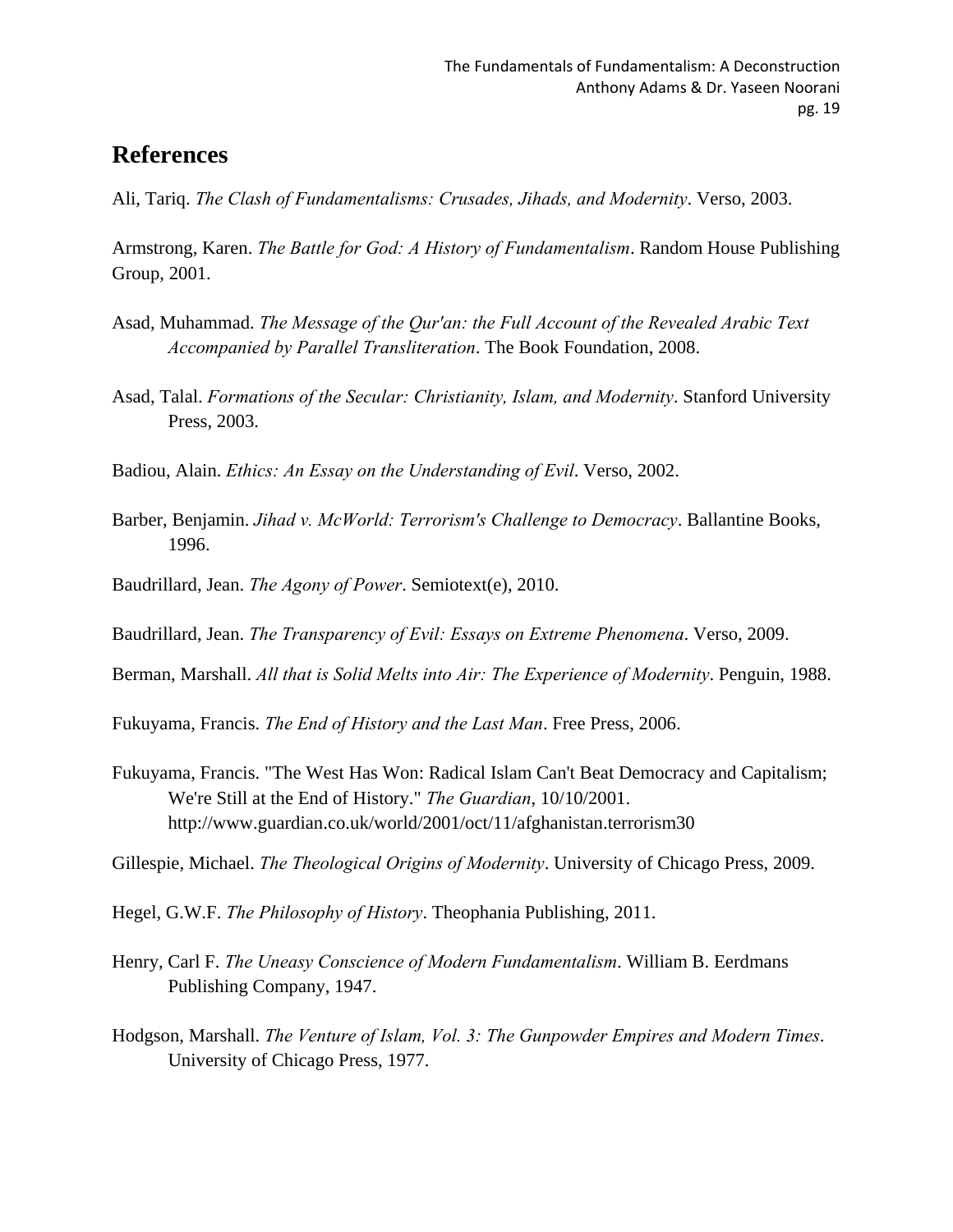## References

Ali, Tariq. *The Clash of Fundamentalisms: Crusades, Jihads, and Modernity*. Verso, 2003.

Armstrong, Karen. *The Battle for God: A History of Fundamentalism*. Random House Publishing Group, 2001.

Asad, Muhammad. *The Message of the Qur'an: the Full Account of the Revealed Arabic Text Accompanied by Parallel Transliteration*. The Book Foundation, 2008.

Asad, Talal. *Formations of the Secular: Christianity, Islam, and Modernity*. Stanford University Press, 2003.

Badiou, Alain. *Ethics: An Essay on the Understanding of Evil*. Verso, 2002.

Barber, Benjamin. *Jihad v. McWorld: Terrorism's Challenge to Democracy*. Ballantine Books, 1996.

Baudrillard, Jean. *The Agony of Power*. Semiotext(e), 2010.

Baudrillard, Jean. *The Transparency of Evil: Essays on Extreme Phenomena*. Verso, 2009.

Berman, Marshall. *All that is Solid Melts into Air: The Experience of Modernity*. Penguin, 1988.

Fukuyama, Francis. *The End of History and the Last Man*. Free Press, 2006.

Fukuyama, Francis. "The West Has Won: Radical Islam Can't Beat Democracy and Capitalism; We're Still at the End of History." *The Guardian*, 10/10/2001. http://www.guardian.co.uk/world/2001/oct/11/afghanistan.terrorism30

Gillespie, Michael. *The Theological Origins of Modernity*. University of Chicago Press, 2009.

Hegel, G.W.F. *The Philosophy of History*. Theophania Publishing, 2011.

Henry, Carl F. *The Uneasy Conscience of Modern Fundamentalism*. William B. Eerdmans Publishing Company, 1947.

Hodgson, Marshall. *The Venture of Islam, Vol. 3: The Gunpowder Empires and Modern Times*. University of Chicago Press, 1977.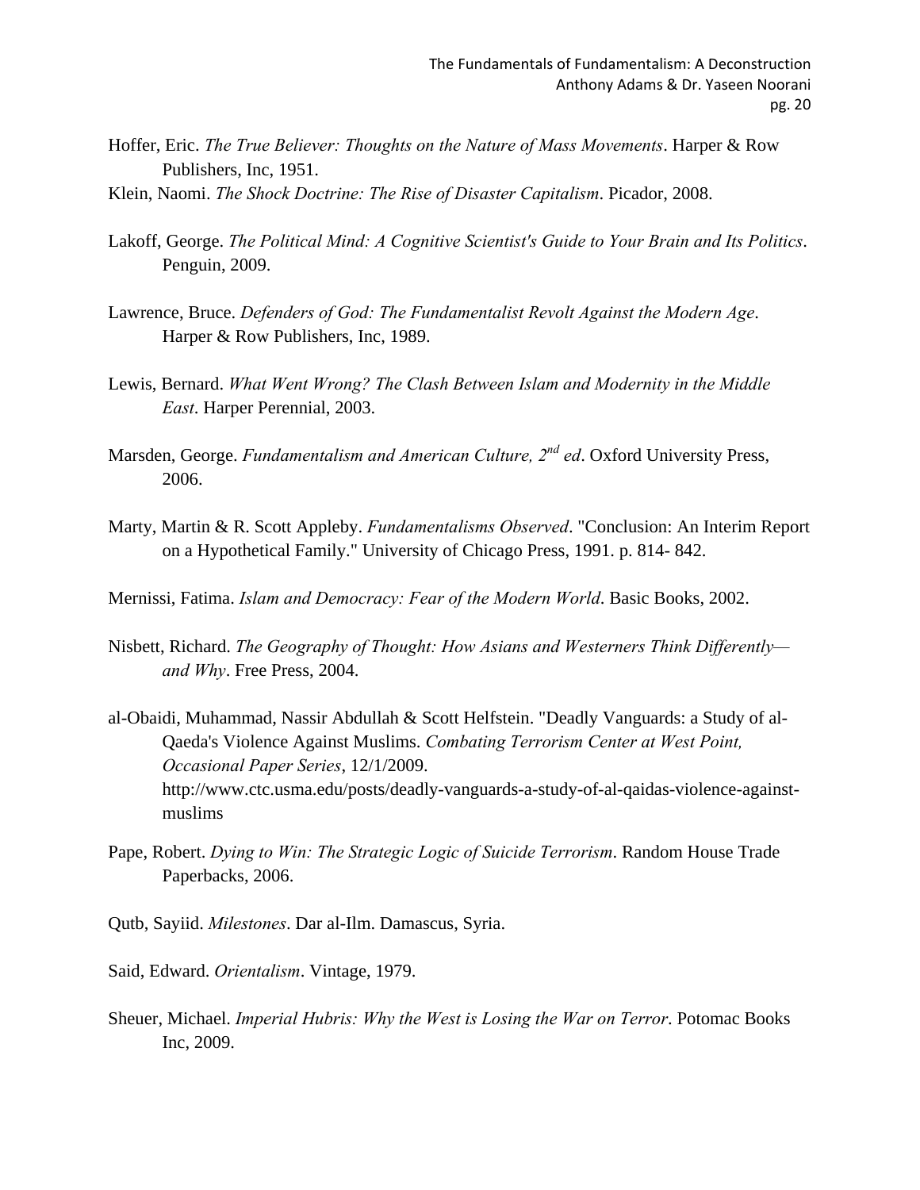Hoffer, Eric. *The True Believer: Thoughts on the Nature of Mass Movements*. Harper & Row Publishers, Inc, 1951.

Klein, Naomi. *The Shock Doctrine: The Rise of Disaster Capitalism*. Picador, 2008.

Lakoff, George. *The Political Mind: A Cognitive Scientist's Guide to Your Brain and Its Politics*. Penguin, 2009.

Lawrence, Bruce. *Defenders of God: The Fundamentalist Revolt Against the Modern Age*. Harper & Row Publishers, Inc, 1989.

Lewis, Bernard. *What Went Wrong? The Clash Between Islam and Modernity in the Middle East*. Harper Perennial, 2003.

Marsden, George. *Fundamentalism and American Culture, 2nd ed*. Oxford University Press, 2006.

Marty, Martin & R. Scott Appleby. *Fundamentalisms Observed*. "Conclusion: An Interim Report on a Hypothetical Family." University of Chicago Press, 1991. p. 814- 842.

Mernissi, Fatima. *Islam and Democracy: Fear of the Modern World*. Basic Books, 2002.

Nisbett, Richard. *The Geography of Thought: How Asians and Westerners Think Differently—and Why*. Free Press, 2004.

al-Obaidi, Muhammad, Nassir Abdullah & Scott Helfstein. "Deadly Vanguards: a Study of al-Qaeda's Violence Against Muslims. *Combating Terrorism Center at West Point, Occasional Paper Series*, 12/1/2009. http://www.ctc.usma.edu/posts/deadly-vanguards-a-study-of-al-qaidas-violence-against-muslims

Pape, Robert. *Dying to Win: The Strategic Logic of Suicide Terrorism*. Random House Trade Paperbacks, 2006.

Qutb, Sayiid. *Milestones*. Dar al-Ilm. Damascus, Syria.

Said, Edward. *Orientalism*. Vintage, 1979.

Sheuer, Michael. *Imperial Hubris: Why the West is Losing the War on Terror*. Potomac Books Inc, 2009.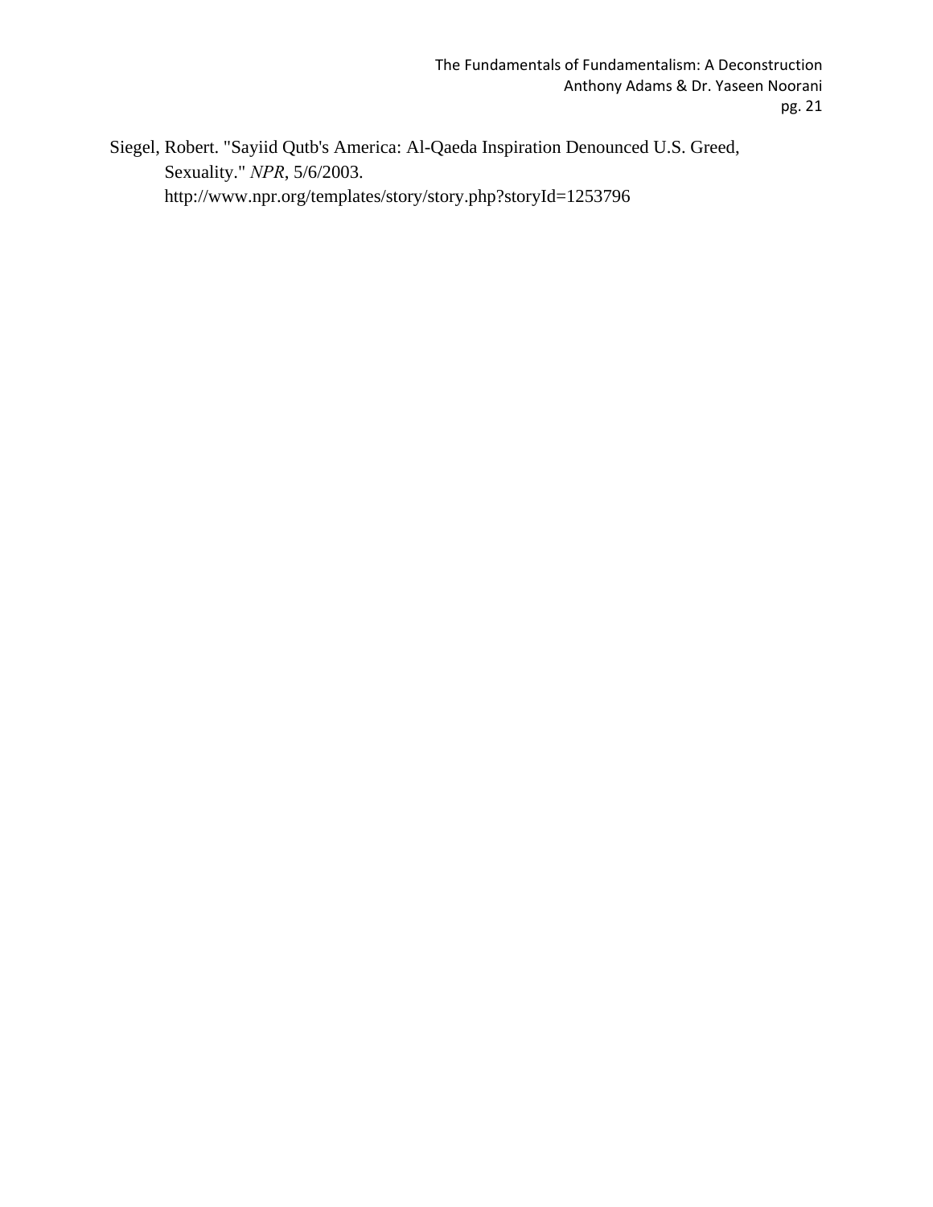Siegel, Robert. "Sayiid Qutb's America: Al-Qaeda Inspiration Denounced U.S. Greed, Sexuality." *NPR*, 5/6/2003. http://www.npr.org/templates/story/story.php?storyId=1253796